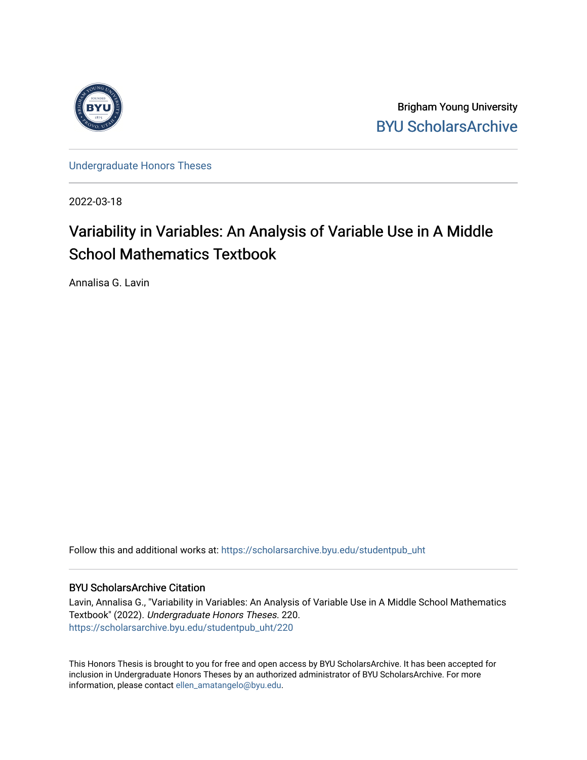Brigham Young University

BYU ScholarsArchive

Undergraduate Honors Theses

2022-03-18

# Variability in Variables: An Analysis of Variable Use in A Middle School Mathematics Textbook

Annalisa G. Lavin

Follow this and additional works at: https://scholarsarchive.byu.edu/studentpub_uht

## BYU ScholarsArchive Citation

Lavin, Annalisa G., "Variability in Variables: An Analysis of Variable Use in A Middle School Mathematics Textbook" (2022). *Undergraduate Honors Theses*. 220.
https://scholarsarchive.byu.edu/studentpub_uht/220

This Honors Thesis is brought to you for free and open access by BYU ScholarsArchive. It has been accepted for inclusion in Undergraduate Honors Theses by an authorized administrator of BYU ScholarsArchive. For more information, please contact ellen_amatangelo@byu.edu.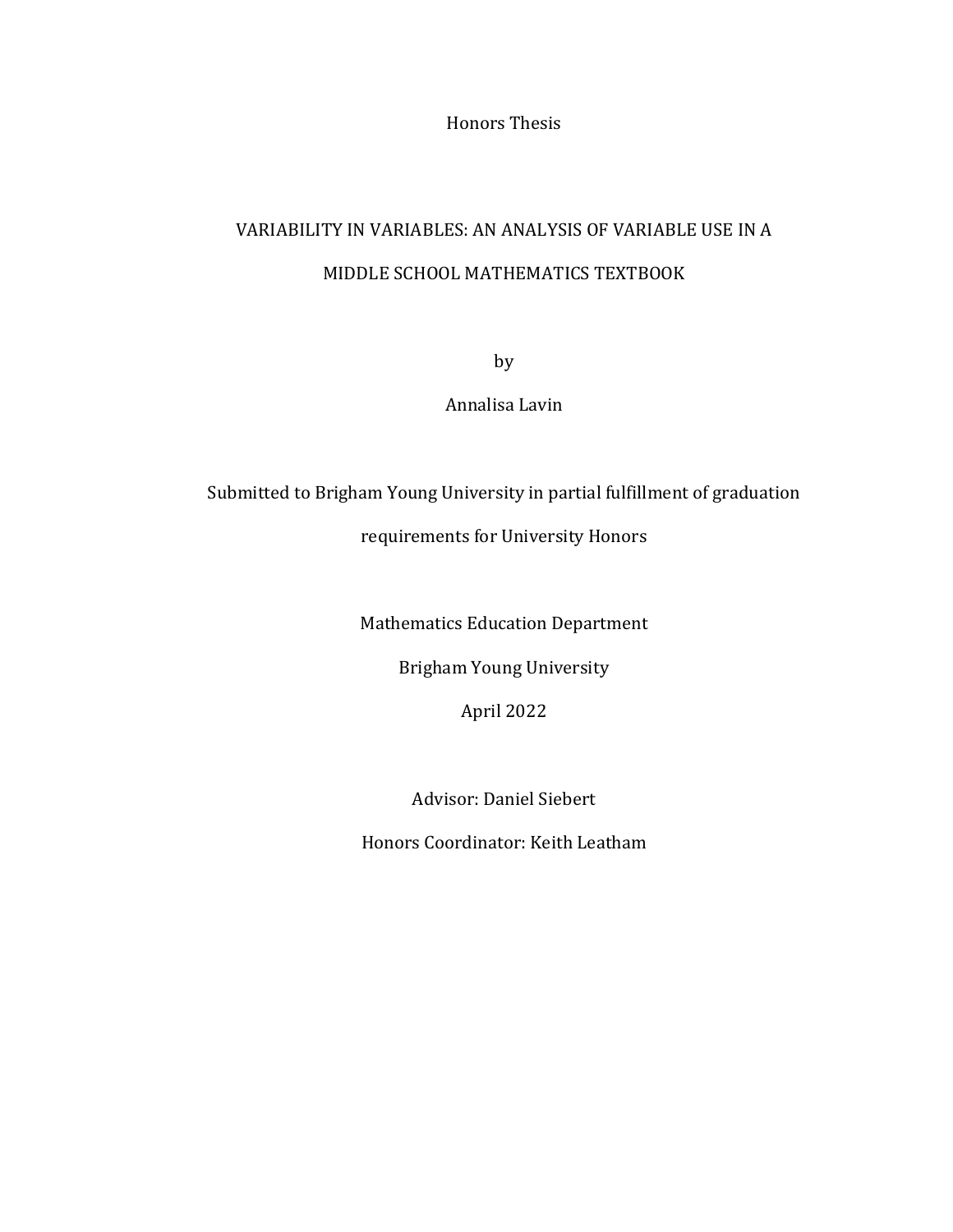Honors Thesis

# VARIABILITY IN VARIABLES: AN ANALYSIS OF VARIABLE USE IN A MIDDLE SCHOOL MATHEMATICS TEXTBOOK

by

Annalisa Lavin

Submitted to Brigham Young University in partial fulfillment of graduation requirements for University Honors

Mathematics Education Department

Brigham Young University

April 2022

Advisor: Daniel Siebert

Honors Coordinator: Keith Leatham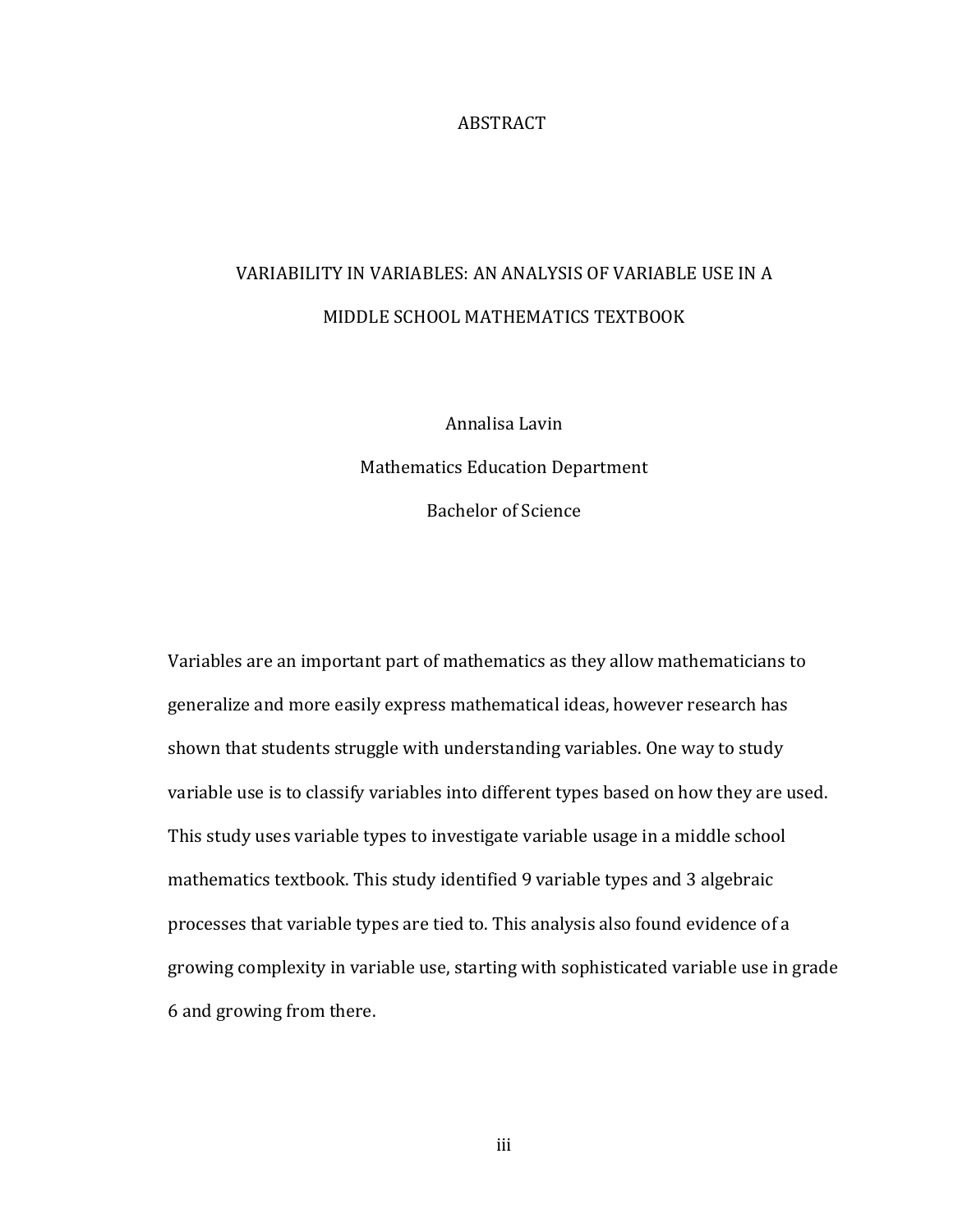# ABSTRACT

## VARIABILITY IN VARIABLES: AN ANALYSIS OF VARIABLE USE IN A MIDDLE SCHOOL MATHEMATICS TEXTBOOK

Annalisa Lavin

Mathematics Education Department

Bachelor of Science

Variables are an important part of mathematics as they allow mathematicians to generalize and more easily express mathematical ideas, however research has shown that students struggle with understanding variables. One way to study variable use is to classify variables into different types based on how they are used. This study uses variable types to investigate variable usage in a middle school mathematics textbook. This study identified 9 variable types and 3 algebraic processes that variable types are tied to. This analysis also found evidence of a growing complexity in variable use, starting with sophisticated variable use in grade 6 and growing from there.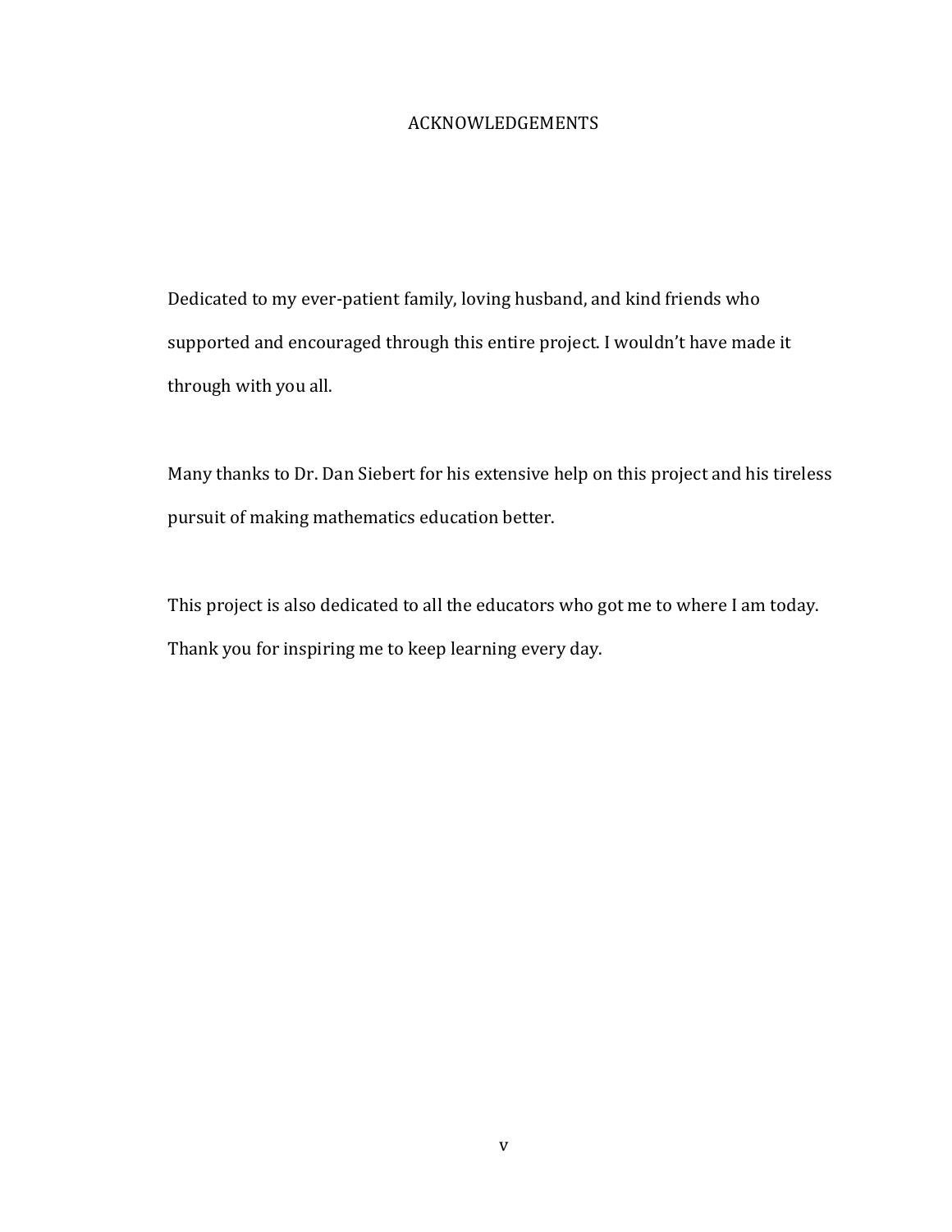# ACKNOWLEDGEMENTS

Dedicated to my ever-patient family, loving husband, and kind friends who supported and encouraged through this entire project. I wouldn't have made it through with you all.

Many thanks to Dr. Dan Siebert for his extensive help on this project and his tireless pursuit of making mathematics education better.

This project is also dedicated to all the educators who got me to where I am today. Thank you for inspiring me to keep learning every day.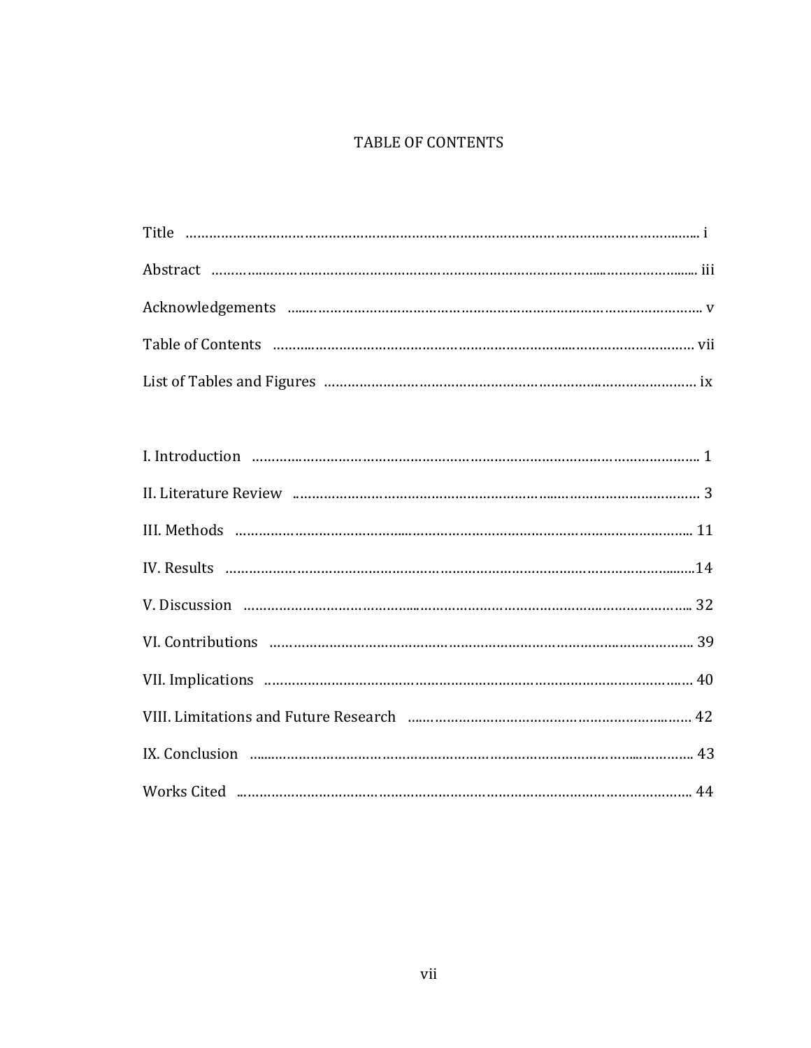# TABLE OF CONTENTS

Title ................................................................................................................................ i

Abstract ............................................................................................................................ iii

Acknowledgements ........................................................................................................... v

Table of Contents ............................................................................................................. vii

List of Tables and Figures ................................................................................................ ix

I. Introduction ................................................................................................................... 1

II. Literature Review .......................................................................................................... 3

III. Methods ...................................................................................................................... 11

IV. Results .........................................................................................................................14

V. Discussion ..................................................................................................................... 32

VI. Contributions ............................................................................................................... 39

VII. Implications ................................................................................................................ 40

VIII. Limitations and Future Research .............................................................................. 42

IX. Conclusion ................................................................................................................... 43

Works Cited ...................................................................................................................... 44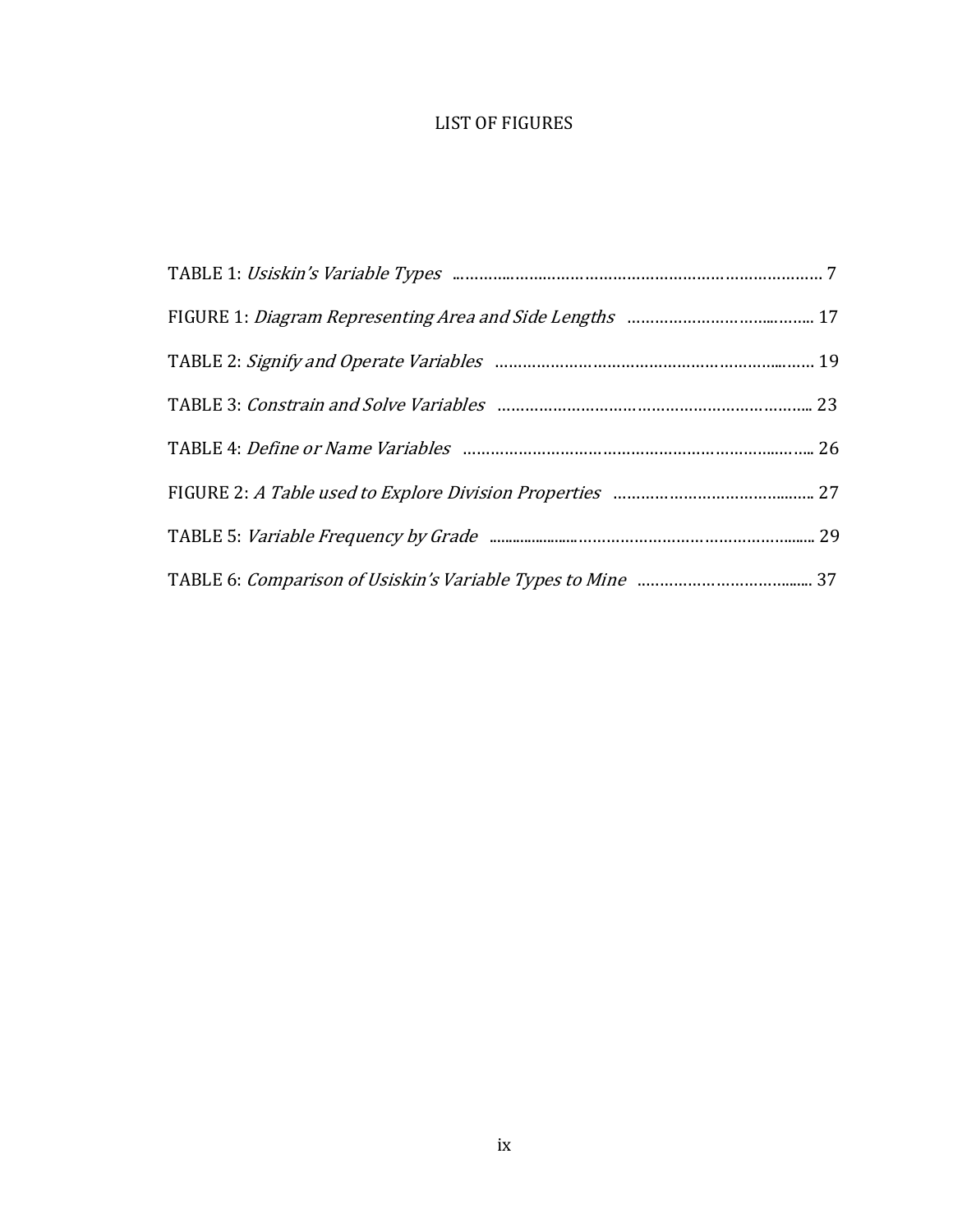# LIST OF FIGURES

TABLE 1: *Usiskin's Variable Types* ........................................................................ 7

FIGURE 1: *Diagram Representing Area and Side Lengths* ........................................ 17

TABLE 2: *Signify and Operate Variables* ................................................................ 19

TABLE 3: *Constrain and Solve Variables* ............................................................... 23

TABLE 4: *Define or Name Variables* ..................................................................... 26

FIGURE 2: *A Table used to Explore Division Properties* ........................................ 27

TABLE 5: *Variable Frequency by Grade* ................................................................. 29

TABLE 6: *Comparison of Usiskin's Variable Types to Mine* ...................................... 37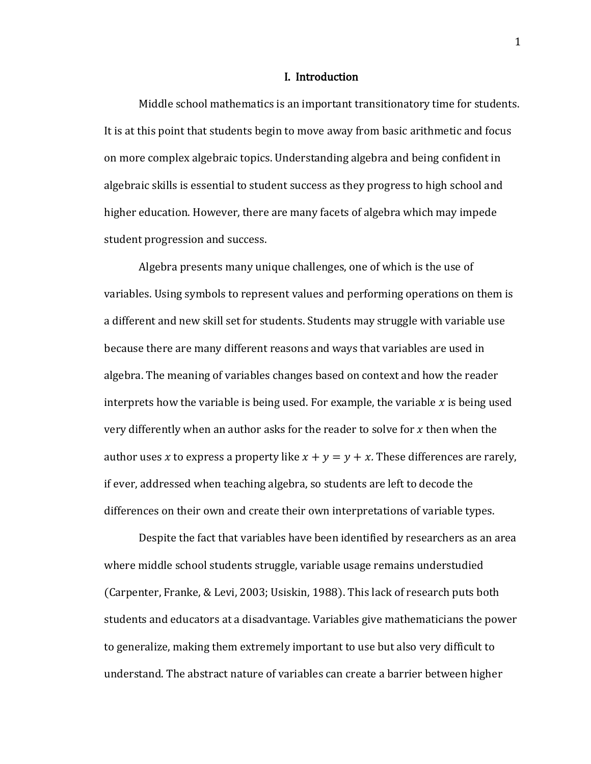# I. Introduction

Middle school mathematics is an important transitionatory time for students. It is at this point that students begin to move away from basic arithmetic and focus on more complex algebraic topics. Understanding algebra and being confident in algebraic skills is essential to student success as they progress to high school and higher education. However, there are many facets of algebra which may impede student progression and success.

Algebra presents many unique challenges, one of which is the use of variables. Using symbols to represent values and performing operations on them is a different and new skill set for students. Students may struggle with variable use because there are many different reasons and ways that variables are used in algebra. The meaning of variables changes based on context and how the reader interprets how the variable is being used. For example, the variable $x$ is being used very differently when an author asks for the reader to solve for $x$ then when the author uses $x$ to express a property like $x + y = y + x$. These differences are rarely, if ever, addressed when teaching algebra, so students are left to decode the differences on their own and create their own interpretations of variable types.

Despite the fact that variables have been identified by researchers as an area where middle school students struggle, variable usage remains understudied (Carpenter, Franke, & Levi, 2003; Usiskin, 1988). This lack of research puts both students and educators at a disadvantage. Variables give mathematicians the power to generalize, making them extremely important to use but also very difficult to understand. The abstract nature of variables can create a barrier between higher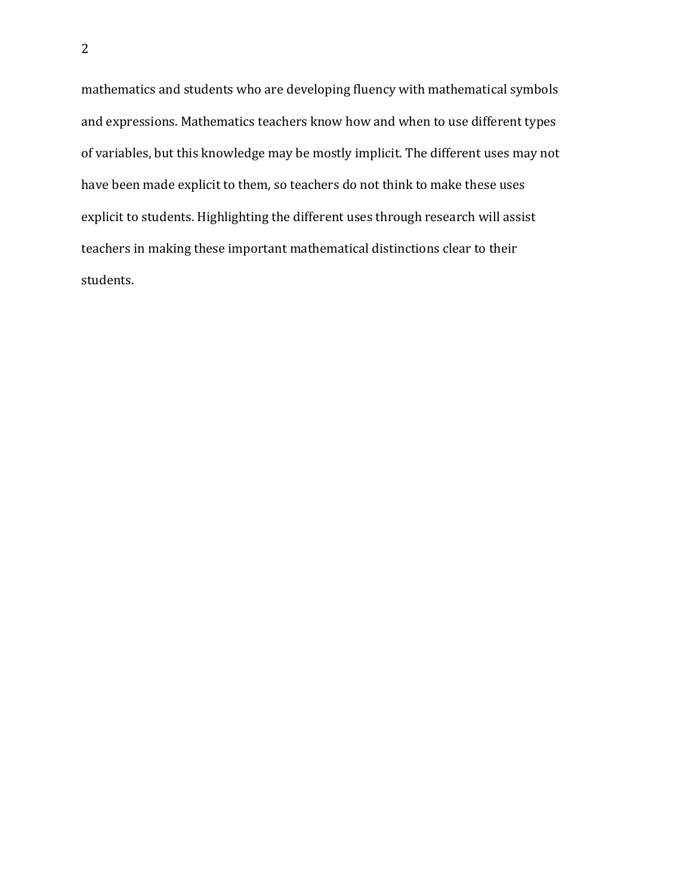mathematics and students who are developing fluency with mathematical symbols and expressions. Mathematics teachers know how and when to use different types of variables, but this knowledge may be mostly implicit. The different uses may not have been made explicit to them, so teachers do not think to make these uses explicit to students. Highlighting the different uses through research will assist teachers in making these important mathematical distinctions clear to their students.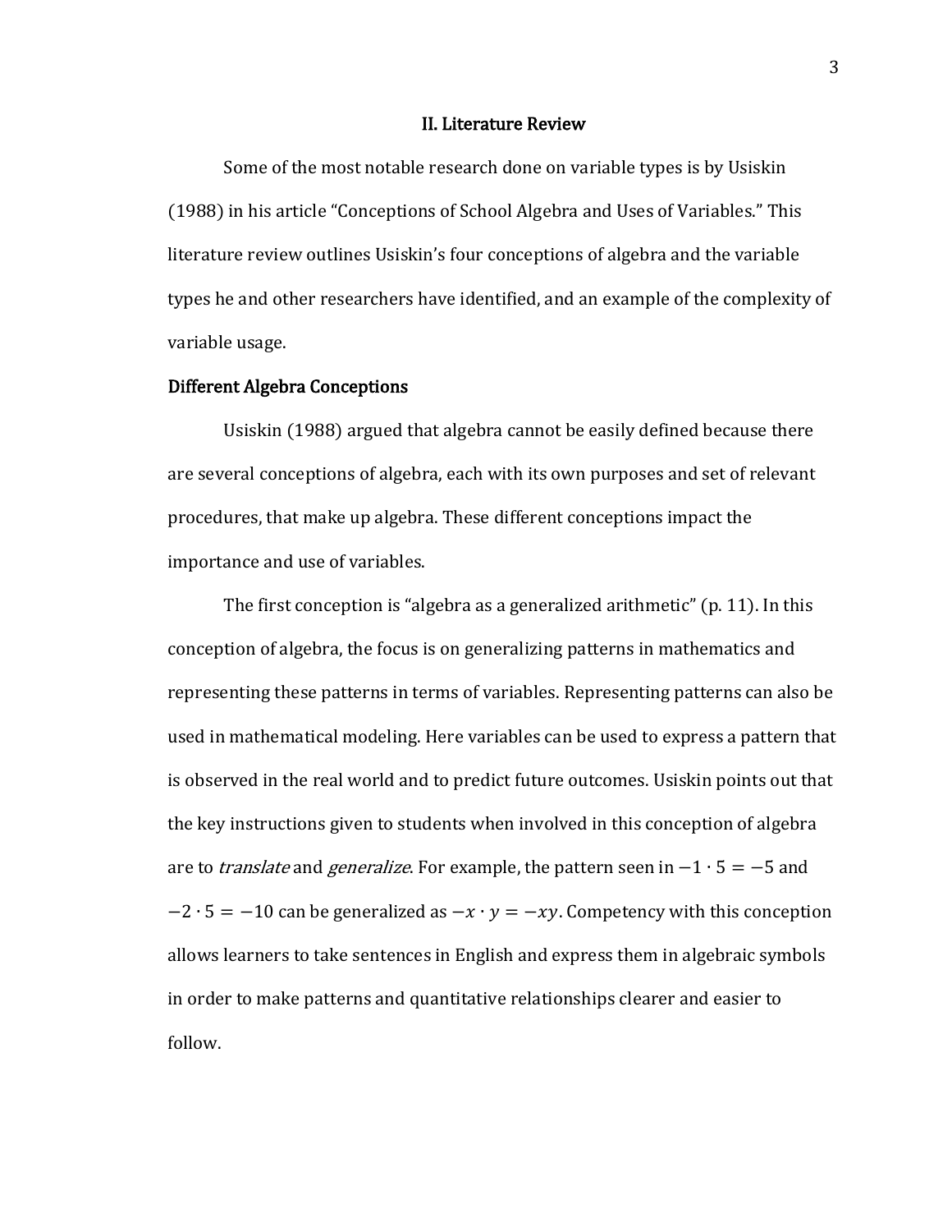## II. Literature Review

Some of the most notable research done on variable types is by Usiskin (1988) in his article "Conceptions of School Algebra and Uses of Variables." This literature review outlines Usiskin's four conceptions of algebra and the variable types he and other researchers have identified, and an example of the complexity of variable usage.

### Different Algebra Conceptions

Usiskin (1988) argued that algebra cannot be easily defined because there are several conceptions of algebra, each with its own purposes and set of relevant procedures, that make up algebra. These different conceptions impact the importance and use of variables.

The first conception is "algebra as a generalized arithmetic" (p. 11). In this conception of algebra, the focus is on generalizing patterns in mathematics and representing these patterns in terms of variables. Representing patterns can also be used in mathematical modeling. Here variables can be used to express a pattern that is observed in the real world and to predict future outcomes. Usiskin points out that the key instructions given to students when involved in this conception of algebra are to *translate* and *generalize*. For example, the pattern seen in $-1 \cdot 5 = -5$ and $-2 \cdot 5 = -10$ can be generalized as $-x \cdot y = -xy$. Competency with this conception allows learners to take sentences in English and express them in algebraic symbols in order to make patterns and quantitative relationships clearer and easier to follow.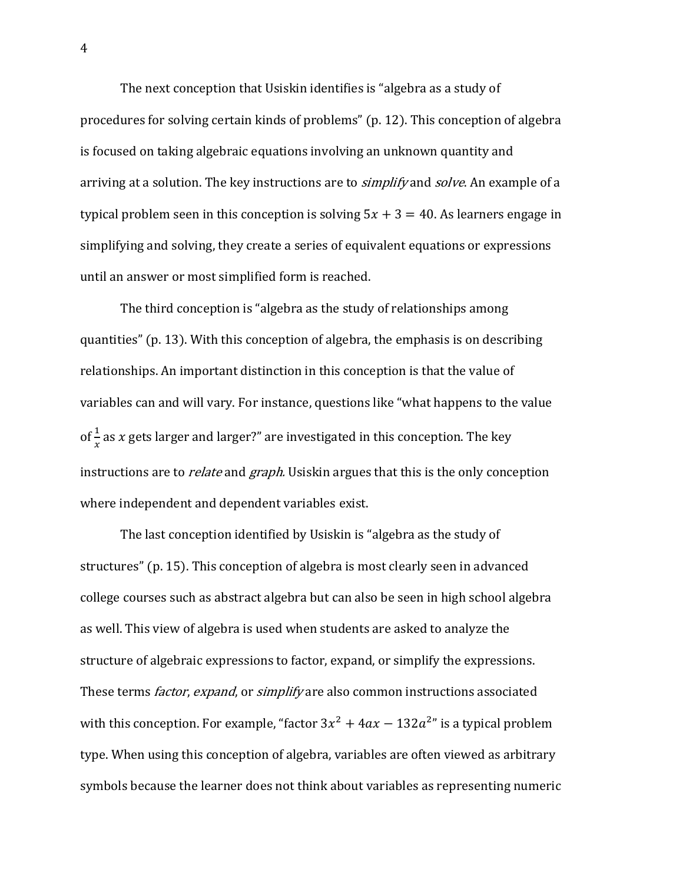The next conception that Usiskin identifies is "algebra as a study of procedures for solving certain kinds of problems" (p. 12). This conception of algebra is focused on taking algebraic equations involving an unknown quantity and arriving at a solution. The key instructions are to *simplify* and *solve*. An example of a typical problem seen in this conception is solving $5x + 3 = 40$. As learners engage in simplifying and solving, they create a series of equivalent equations or expressions until an answer or most simplified form is reached.

The third conception is "algebra as the study of relationships among quantities" (p. 13). With this conception of algebra, the emphasis is on describing relationships. An important distinction in this conception is that the value of variables can and will vary. For instance, questions like "what happens to the value of $\frac{1}{x}$ as $x$ gets larger and larger?" are investigated in this conception. The key instructions are to *relate* and *graph.* Usiskin argues that this is the only conception where independent and dependent variables exist.

The last conception identified by Usiskin is "algebra as the study of structures" (p. 15). This conception of algebra is most clearly seen in advanced college courses such as abstract algebra but can also be seen in high school algebra as well. This view of algebra is used when students are asked to analyze the structure of algebraic expressions to factor, expand, or simplify the expressions. These terms *factor*, *expand*, or *simplify* are also common instructions associated with this conception. For example, "factor $3x^2 + 4ax - 132a^2$" is a typical problem type. When using this conception of algebra, variables are often viewed as arbitrary symbols because the learner does not think about variables as representing numeric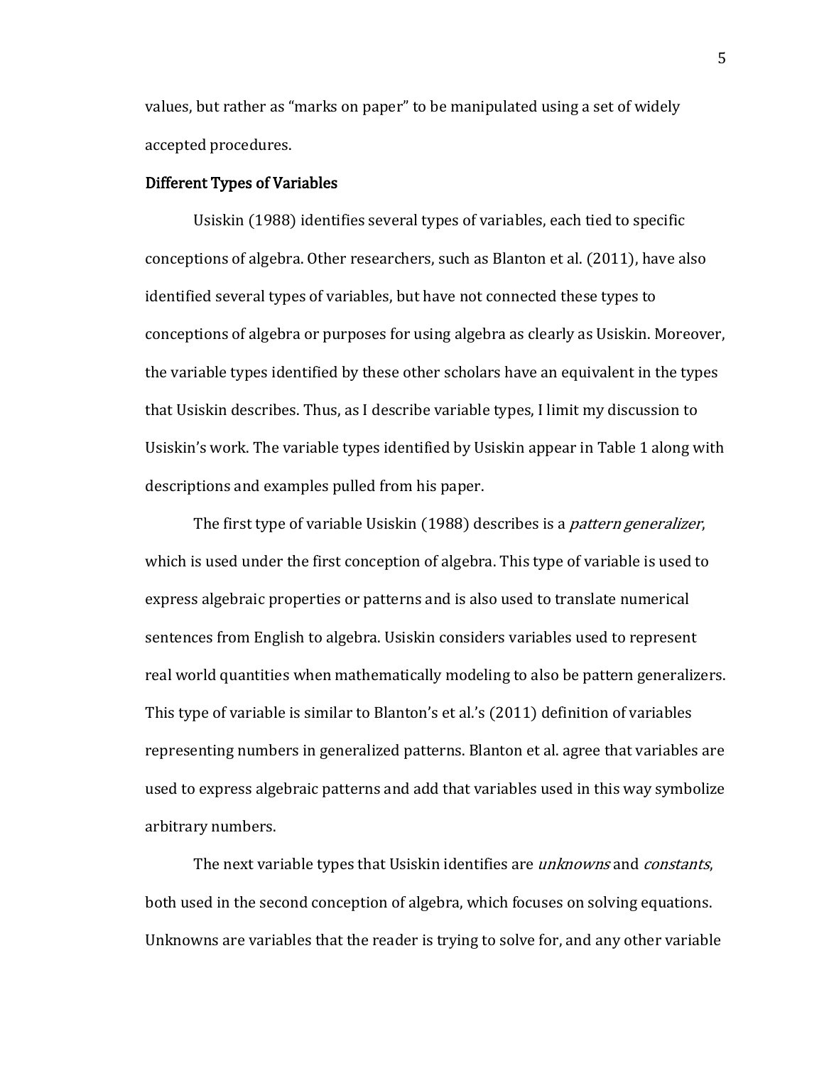values, but rather as "marks on paper" to be manipulated using a set of widely accepted procedures.

### Different Types of Variables

Usiskin (1988) identifies several types of variables, each tied to specific conceptions of algebra. Other researchers, such as Blanton et al. (2011), have also identified several types of variables, but have not connected these types to conceptions of algebra or purposes for using algebra as clearly as Usiskin. Moreover, the variable types identified by these other scholars have an equivalent in the types that Usiskin describes. Thus, as I describe variable types, I limit my discussion to Usiskin's work. The variable types identified by Usiskin appear in Table 1 along with descriptions and examples pulled from his paper.

The first type of variable Usiskin (1988) describes is a *pattern generalizer*, which is used under the first conception of algebra. This type of variable is used to express algebraic properties or patterns and is also used to translate numerical sentences from English to algebra. Usiskin considers variables used to represent real world quantities when mathematically modeling to also be pattern generalizers. This type of variable is similar to Blanton's et al.'s (2011) definition of variables representing numbers in generalized patterns. Blanton et al. agree that variables are used to express algebraic patterns and add that variables used in this way symbolize arbitrary numbers.

The next variable types that Usiskin identifies are *unknowns* and *constants*, both used in the second conception of algebra, which focuses on solving equations. Unknowns are variables that the reader is trying to solve for, and any other variable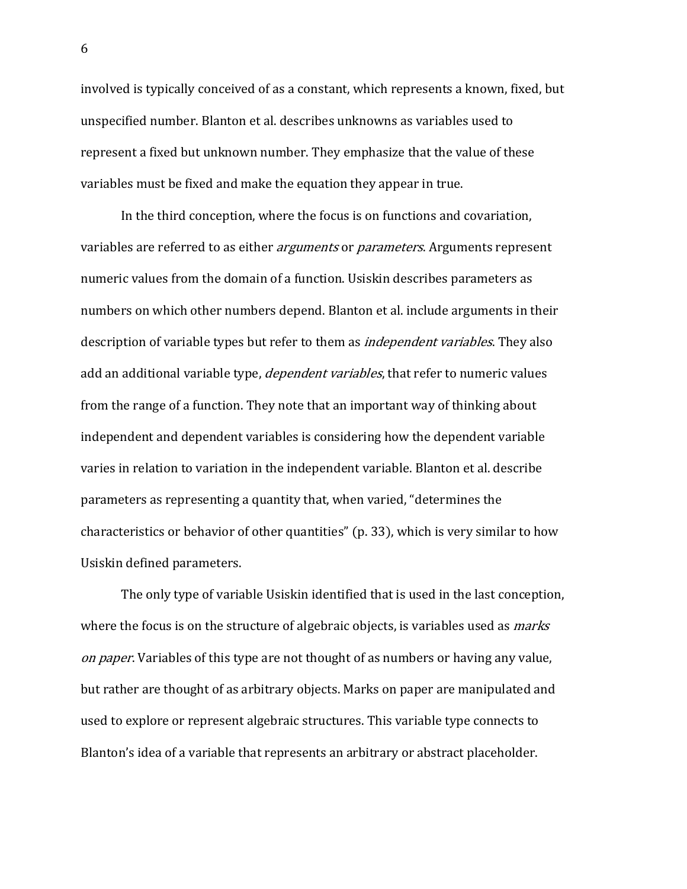involved is typically conceived of as a constant, which represents a known, fixed, but unspecified number. Blanton et al. describes unknowns as variables used to represent a fixed but unknown number. They emphasize that the value of these variables must be fixed and make the equation they appear in true.

In the third conception, where the focus is on functions and covariation, variables are referred to as either *arguments* or *parameters*. Arguments represent numeric values from the domain of a function. Usiskin describes parameters as numbers on which other numbers depend. Blanton et al. include arguments in their description of variable types but refer to them as *independent variables*. They also add an additional variable type, *dependent variables*, that refer to numeric values from the range of a function. They note that an important way of thinking about independent and dependent variables is considering how the dependent variable varies in relation to variation in the independent variable. Blanton et al. describe parameters as representing a quantity that, when varied, "determines the characteristics or behavior of other quantities" (p. 33), which is very similar to how Usiskin defined parameters.

The only type of variable Usiskin identified that is used in the last conception, where the focus is on the structure of algebraic objects, is variables used as *marks on paper*. Variables of this type are not thought of as numbers or having any value, but rather are thought of as arbitrary objects. Marks on paper are manipulated and used to explore or represent algebraic structures. This variable type connects to Blanton's idea of a variable that represents an arbitrary or abstract placeholder.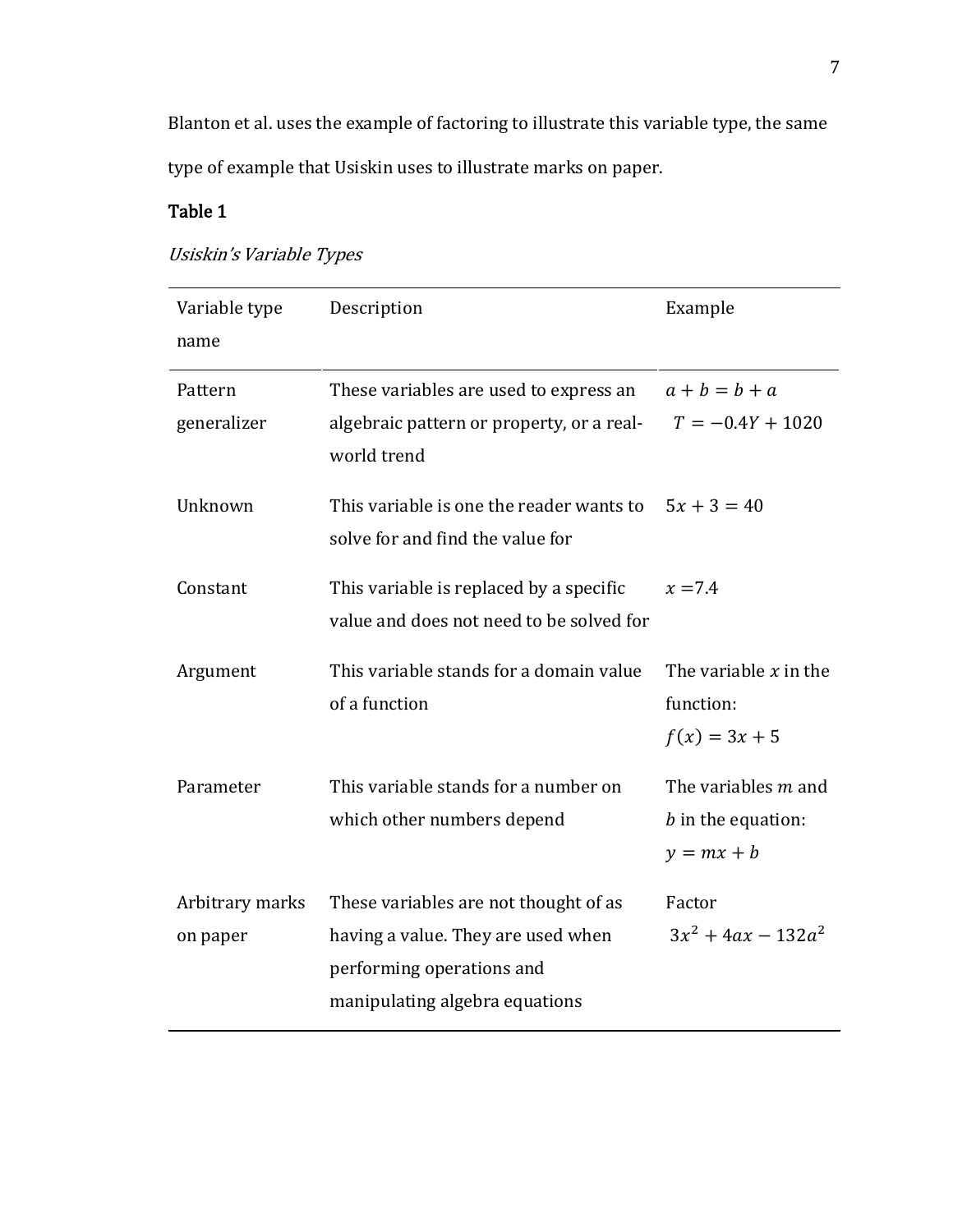Blanton et al. uses the example of factoring to illustrate this variable type, the same type of example that Usiskin uses to illustrate marks on paper.

**Table 1**

*Usiskin's Variable Types*

| Variable type name | Description | Example |
|---|---|---|
| Pattern generalizer | These variables are used to express an algebraic pattern or property, or a real-world trend | $a + b = b + a$ <br> $T = -0.4Y + 1020$ |
| Unknown | This variable is one the reader wants to solve for and find the value for | $5x + 3 = 40$ |
| Constant | This variable is replaced by a specific value and does not need to be solved for | $x = 7.4$ |
| Argument | This variable stands for a domain value of a function | The variable $x$ in the function: $f(x) = 3x + 5$ |
| Parameter | This variable stands for a number on which other numbers depend | The variables $m$ and $b$ in the equation: $y = mx + b$ |
| Arbitrary marks on paper | These variables are not thought of as having a value. They are used when performing operations and manipulating algebra equations | Factor $3x^2 + 4ax - 132a^2$ |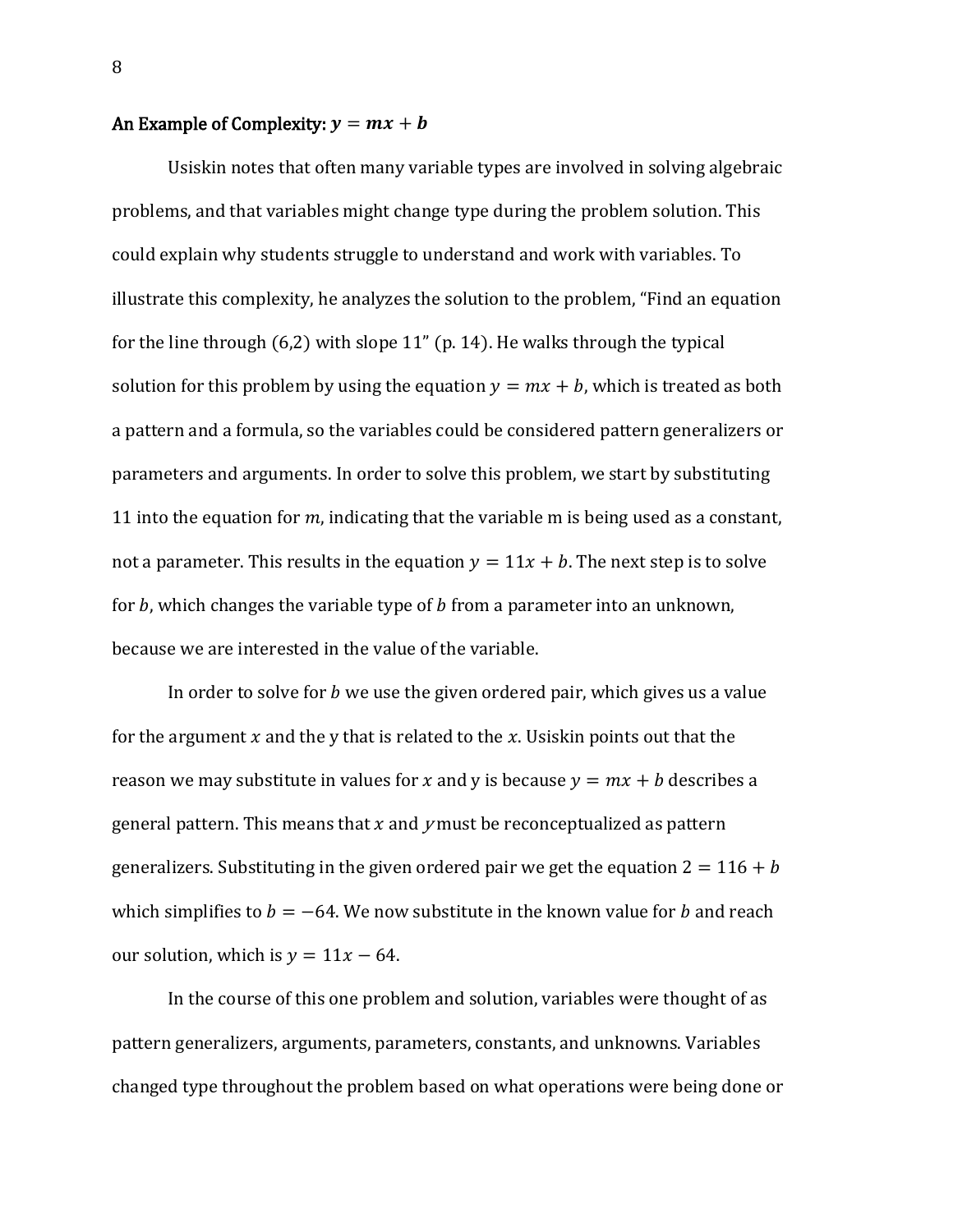### An Example of Complexity: $y = mx + b$

Usiskin notes that often many variable types are involved in solving algebraic problems, and that variables might change type during the problem solution. This could explain why students struggle to understand and work with variables. To illustrate this complexity, he analyzes the solution to the problem, "Find an equation for the line through (6,2) with slope 11" (p. 14). He walks through the typical solution for this problem by using the equation $y = mx + b$, which is treated as both a pattern and a formula, so the variables could be considered pattern generalizers or parameters and arguments. In order to solve this problem, we start by substituting 11 into the equation for $m$, indicating that the variable m is being used as a constant, not a parameter. This results in the equation $y = 11x + b$. The next step is to solve for $b$, which changes the variable type of $b$ from a parameter into an unknown, because we are interested in the value of the variable.

In order to solve for $b$ we use the given ordered pair, which gives us a value for the argument $x$ and the y that is related to the $x$. Usiskin points out that the reason we may substitute in values for $x$ and y is because $y = mx + b$ describes a general pattern. This means that $x$ and $y$ must be reconceptualized as pattern generalizers. Substituting in the given ordered pair we get the equation $2 = 116 + b$ which simplifies to $b = -64$. We now substitute in the known value for $b$ and reach our solution, which is $y = 11x - 64$.

In the course of this one problem and solution, variables were thought of as pattern generalizers, arguments, parameters, constants, and unknowns. Variables changed type throughout the problem based on what operations were being done or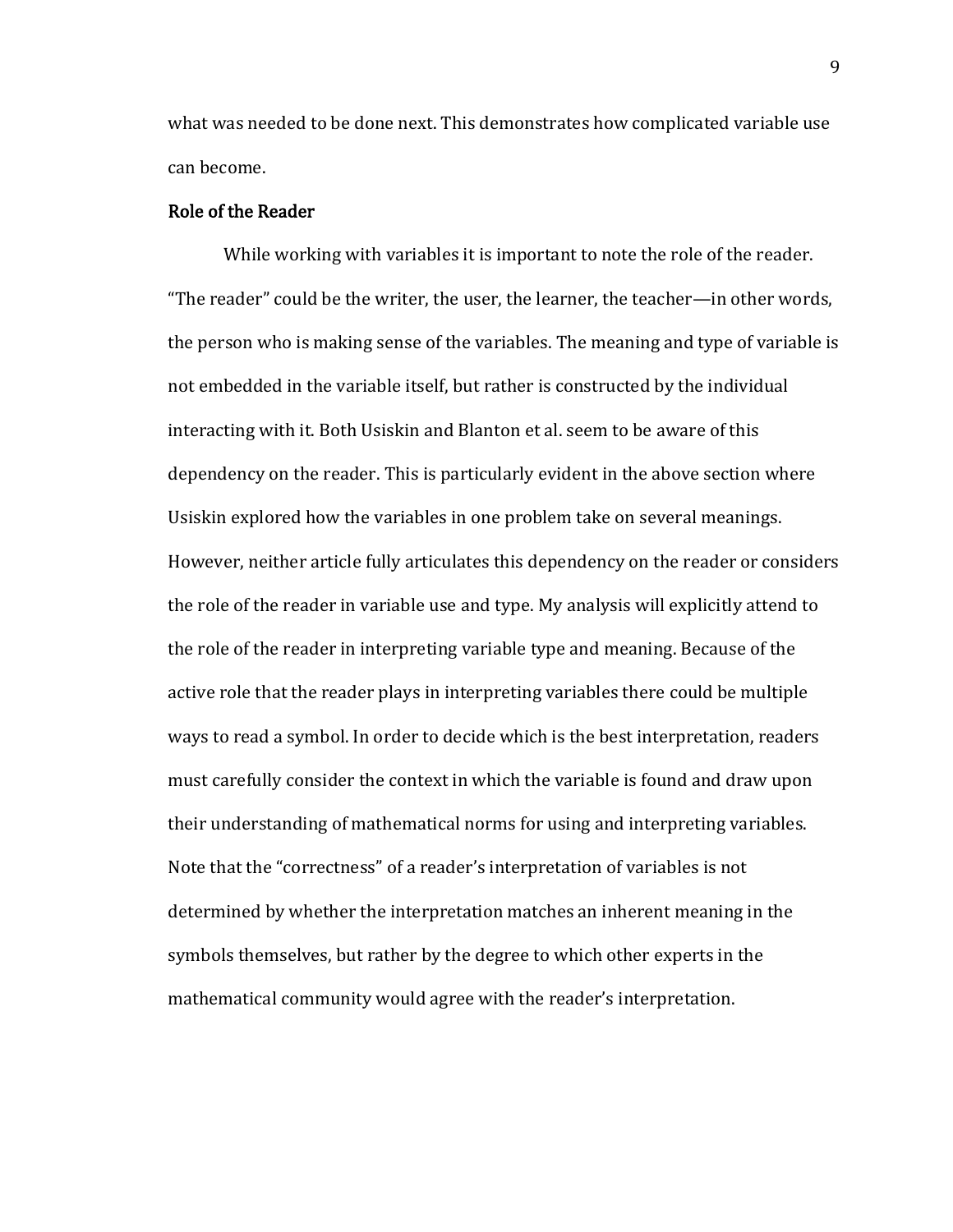what was needed to be done next. This demonstrates how complicated variable use can become.

### Role of the Reader

While working with variables it is important to note the role of the reader. “The reader” could be the writer, the user, the learner, the teacher—in other words, the person who is making sense of the variables. The meaning and type of variable is not embedded in the variable itself, but rather is constructed by the individual interacting with it. Both Usiskin and Blanton et al. seem to be aware of this dependency on the reader. This is particularly evident in the above section where Usiskin explored how the variables in one problem take on several meanings. However, neither article fully articulates this dependency on the reader or considers the role of the reader in variable use and type. My analysis will explicitly attend to the role of the reader in interpreting variable type and meaning. Because of the active role that the reader plays in interpreting variables there could be multiple ways to read a symbol. In order to decide which is the best interpretation, readers must carefully consider the context in which the variable is found and draw upon their understanding of mathematical norms for using and interpreting variables. Note that the “correctness” of a reader’s interpretation of variables is not determined by whether the interpretation matches an inherent meaning in the symbols themselves, but rather by the degree to which other experts in the mathematical community would agree with the reader’s interpretation.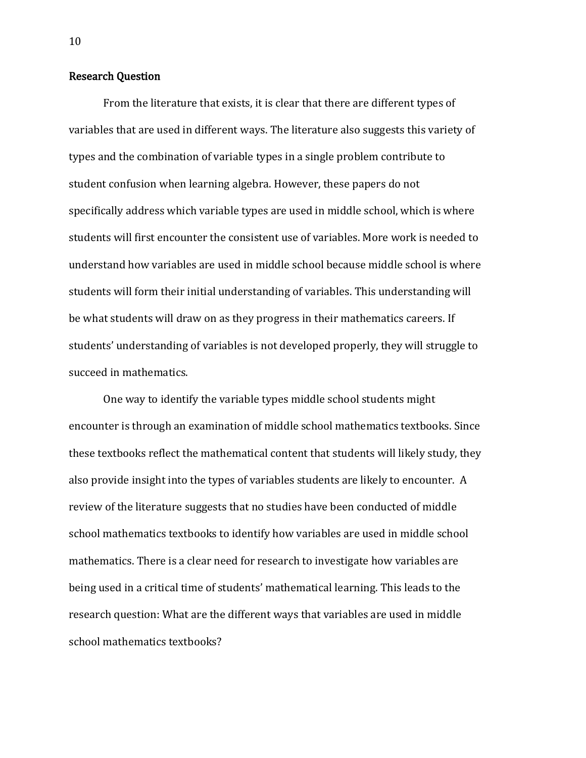## Research Question

From the literature that exists, it is clear that there are different types of variables that are used in different ways. The literature also suggests this variety of types and the combination of variable types in a single problem contribute to student confusion when learning algebra. However, these papers do not specifically address which variable types are used in middle school, which is where students will first encounter the consistent use of variables. More work is needed to understand how variables are used in middle school because middle school is where students will form their initial understanding of variables. This understanding will be what students will draw on as they progress in their mathematics careers. If students' understanding of variables is not developed properly, they will struggle to succeed in mathematics.

One way to identify the variable types middle school students might encounter is through an examination of middle school mathematics textbooks. Since these textbooks reflect the mathematical content that students will likely study, they also provide insight into the types of variables students are likely to encounter. A review of the literature suggests that no studies have been conducted of middle school mathematics textbooks to identify how variables are used in middle school mathematics. There is a clear need for research to investigate how variables are being used in a critical time of students' mathematical learning. This leads to the research question: What are the different ways that variables are used in middle school mathematics textbooks?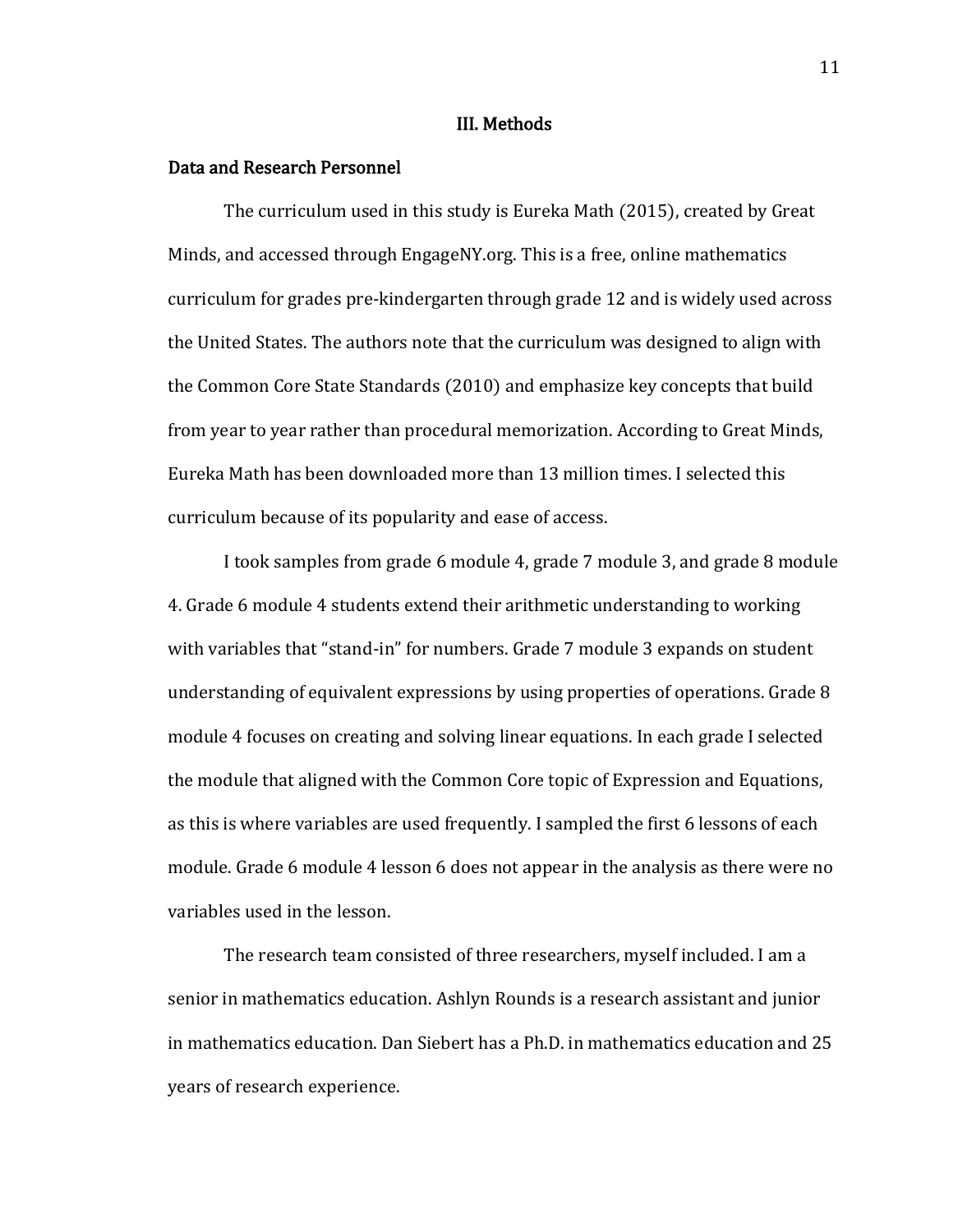# III. Methods

## Data and Research Personnel

The curriculum used in this study is Eureka Math (2015), created by Great Minds, and accessed through EngageNY.org. This is a free, online mathematics curriculum for grades pre-kindergarten through grade 12 and is widely used across the United States. The authors note that the curriculum was designed to align with the Common Core State Standards (2010) and emphasize key concepts that build from year to year rather than procedural memorization. According to Great Minds, Eureka Math has been downloaded more than 13 million times. I selected this curriculum because of its popularity and ease of access.

I took samples from grade 6 module 4, grade 7 module 3, and grade 8 module 4. Grade 6 module 4 students extend their arithmetic understanding to working with variables that "stand-in" for numbers. Grade 7 module 3 expands on student understanding of equivalent expressions by using properties of operations. Grade 8 module 4 focuses on creating and solving linear equations. In each grade I selected the module that aligned with the Common Core topic of Expression and Equations, as this is where variables are used frequently. I sampled the first 6 lessons of each module. Grade 6 module 4 lesson 6 does not appear in the analysis as there were no variables used in the lesson.

The research team consisted of three researchers, myself included. I am a senior in mathematics education. Ashlyn Rounds is a research assistant and junior in mathematics education. Dan Siebert has a Ph.D. in mathematics education and 25 years of research experience.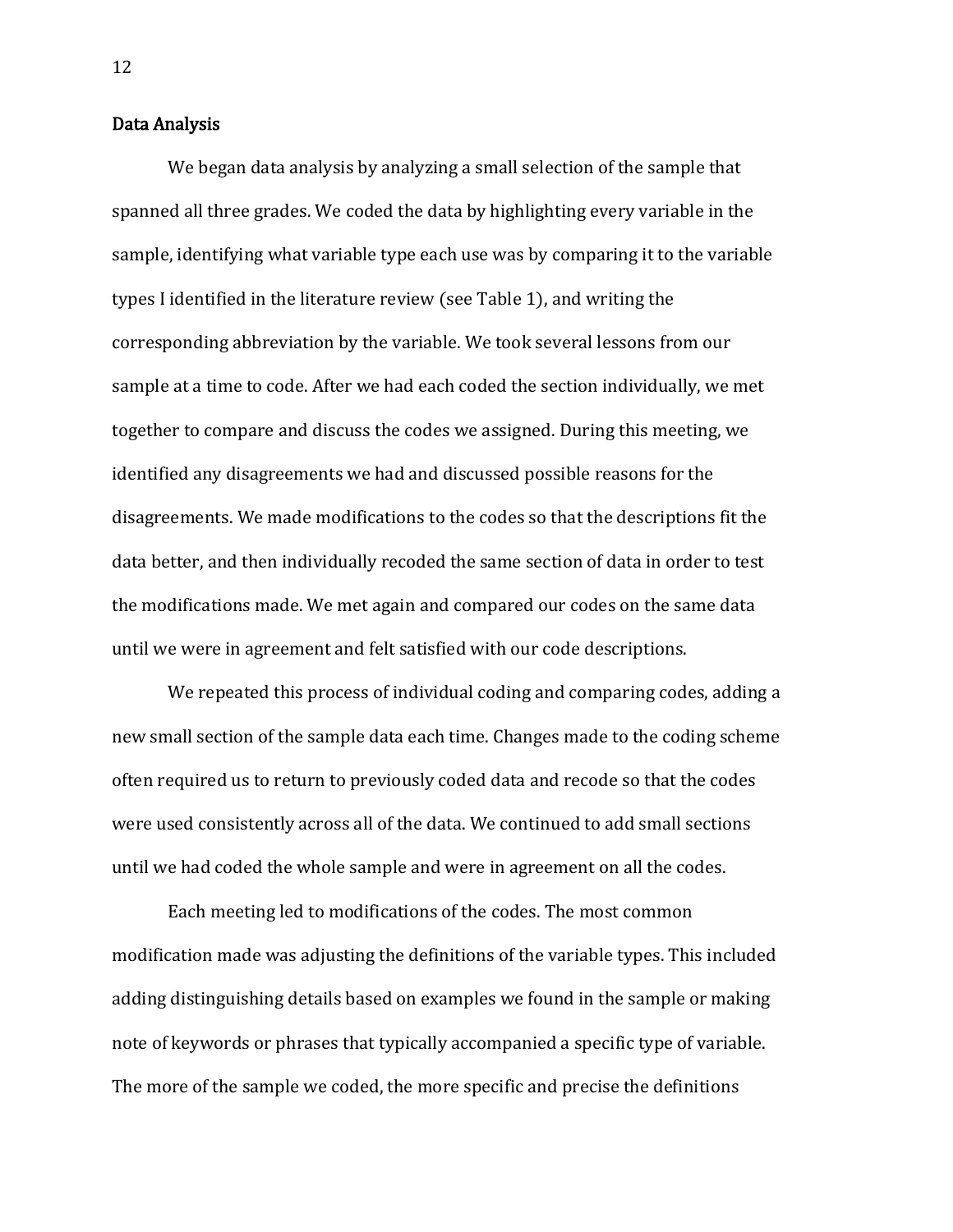## Data Analysis

We began data analysis by analyzing a small selection of the sample that spanned all three grades. We coded the data by highlighting every variable in the sample, identifying what variable type each use was by comparing it to the variable types I identified in the literature review (see Table 1), and writing the corresponding abbreviation by the variable. We took several lessons from our sample at a time to code. After we had each coded the section individually, we met together to compare and discuss the codes we assigned. During this meeting, we identified any disagreements we had and discussed possible reasons for the disagreements. We made modifications to the codes so that the descriptions fit the data better, and then individually recoded the same section of data in order to test the modifications made. We met again and compared our codes on the same data until we were in agreement and felt satisfied with our code descriptions.

We repeated this process of individual coding and comparing codes, adding a new small section of the sample data each time. Changes made to the coding scheme often required us to return to previously coded data and recode so that the codes were used consistently across all of the data. We continued to add small sections until we had coded the whole sample and were in agreement on all the codes.

Each meeting led to modifications of the codes. The most common modification made was adjusting the definitions of the variable types. This included adding distinguishing details based on examples we found in the sample or making note of keywords or phrases that typically accompanied a specific type of variable. The more of the sample we coded, the more specific and precise the definitions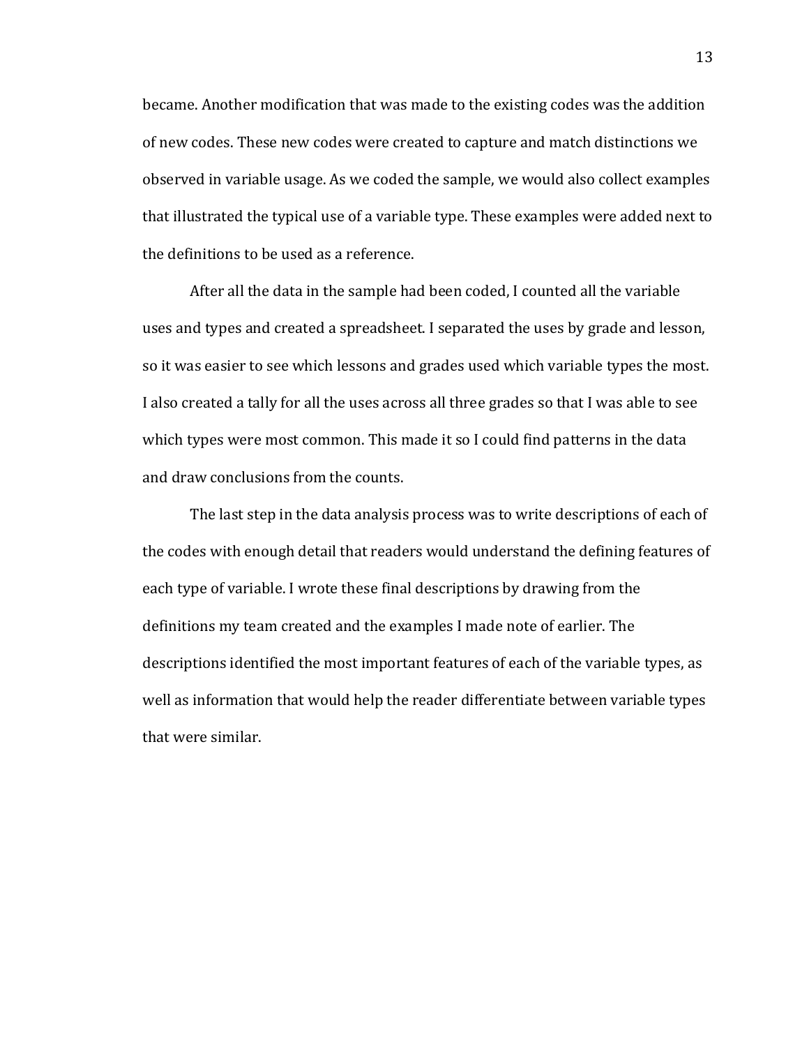became. Another modification that was made to the existing codes was the addition of new codes. These new codes were created to capture and match distinctions we observed in variable usage. As we coded the sample, we would also collect examples that illustrated the typical use of a variable type. These examples were added next to the definitions to be used as a reference.

After all the data in the sample had been coded, I counted all the variable uses and types and created a spreadsheet. I separated the uses by grade and lesson, so it was easier to see which lessons and grades used which variable types the most. I also created a tally for all the uses across all three grades so that I was able to see which types were most common. This made it so I could find patterns in the data and draw conclusions from the counts.

The last step in the data analysis process was to write descriptions of each of the codes with enough detail that readers would understand the defining features of each type of variable. I wrote these final descriptions by drawing from the definitions my team created and the examples I made note of earlier. The descriptions identified the most important features of each of the variable types, as well as information that would help the reader differentiate between variable types that were similar.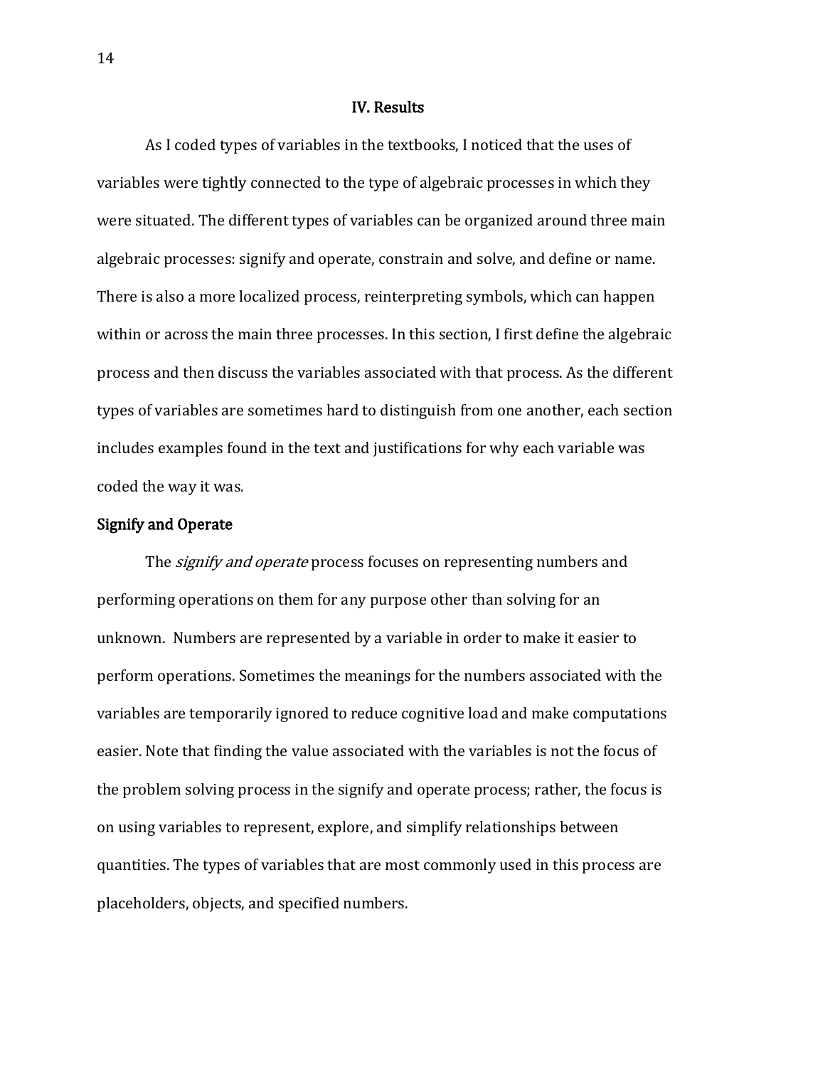# IV. Results

As I coded types of variables in the textbooks, I noticed that the uses of variables were tightly connected to the type of algebraic processes in which they were situated. The different types of variables can be organized around three main algebraic processes: signify and operate, constrain and solve, and define or name. There is also a more localized process, reinterpreting symbols, which can happen within or across the main three processes. In this section, I first define the algebraic process and then discuss the variables associated with that process. As the different types of variables are sometimes hard to distinguish from one another, each section includes examples found in the text and justifications for why each variable was coded the way it was.

## Signify and Operate

The *signify and operate* process focuses on representing numbers and performing operations on them for any purpose other than solving for an unknown. Numbers are represented by a variable in order to make it easier to perform operations. Sometimes the meanings for the numbers associated with the variables are temporarily ignored to reduce cognitive load and make computations easier. Note that finding the value associated with the variables is not the focus of the problem solving process in the signify and operate process; rather, the focus is on using variables to represent, explore, and simplify relationships between quantities. The types of variables that are most commonly used in this process are placeholders, objects, and specified numbers.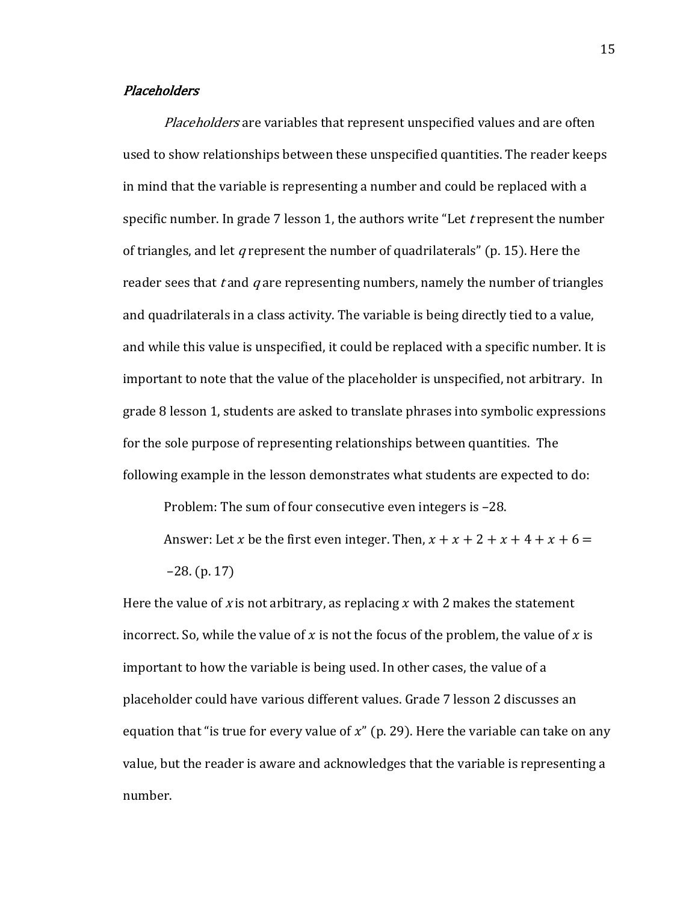### *Placeholders*

*Placeholders* are variables that represent unspecified values and are often used to show relationships between these unspecified quantities. The reader keeps in mind that the variable is representing a number and could be replaced with a specific number. In grade 7 lesson 1, the authors write "Let $t$ represent the number of triangles, and let $q$ represent the number of quadrilaterals" (p. 15). Here the reader sees that $t$ and $q$ are representing numbers, namely the number of triangles and quadrilaterals in a class activity. The variable is being directly tied to a value, and while this value is unspecified, it could be replaced with a specific number. It is important to note that the value of the placeholder is unspecified, not arbitrary. In grade 8 lesson 1, students are asked to translate phrases into symbolic expressions for the sole purpose of representing relationships between quantities. The following example in the lesson demonstrates what students are expected to do:

> Problem: The sum of four consecutive even integers is –28.
>
> Answer: Let $x$ be the first even integer. Then, $x + x + 2 + x + 4 + x + 6 = -28$. (p. 17)

Here the value of $x$ is not arbitrary, as replacing $x$ with 2 makes the statement incorrect. So, while the value of $x$ is not the focus of the problem, the value of $x$ is important to how the variable is being used. In other cases, the value of a placeholder could have various different values. Grade 7 lesson 2 discusses an equation that "is true for every value of $x$" (p. 29). Here the variable can take on any value, but the reader is aware and acknowledges that the variable is representing a number.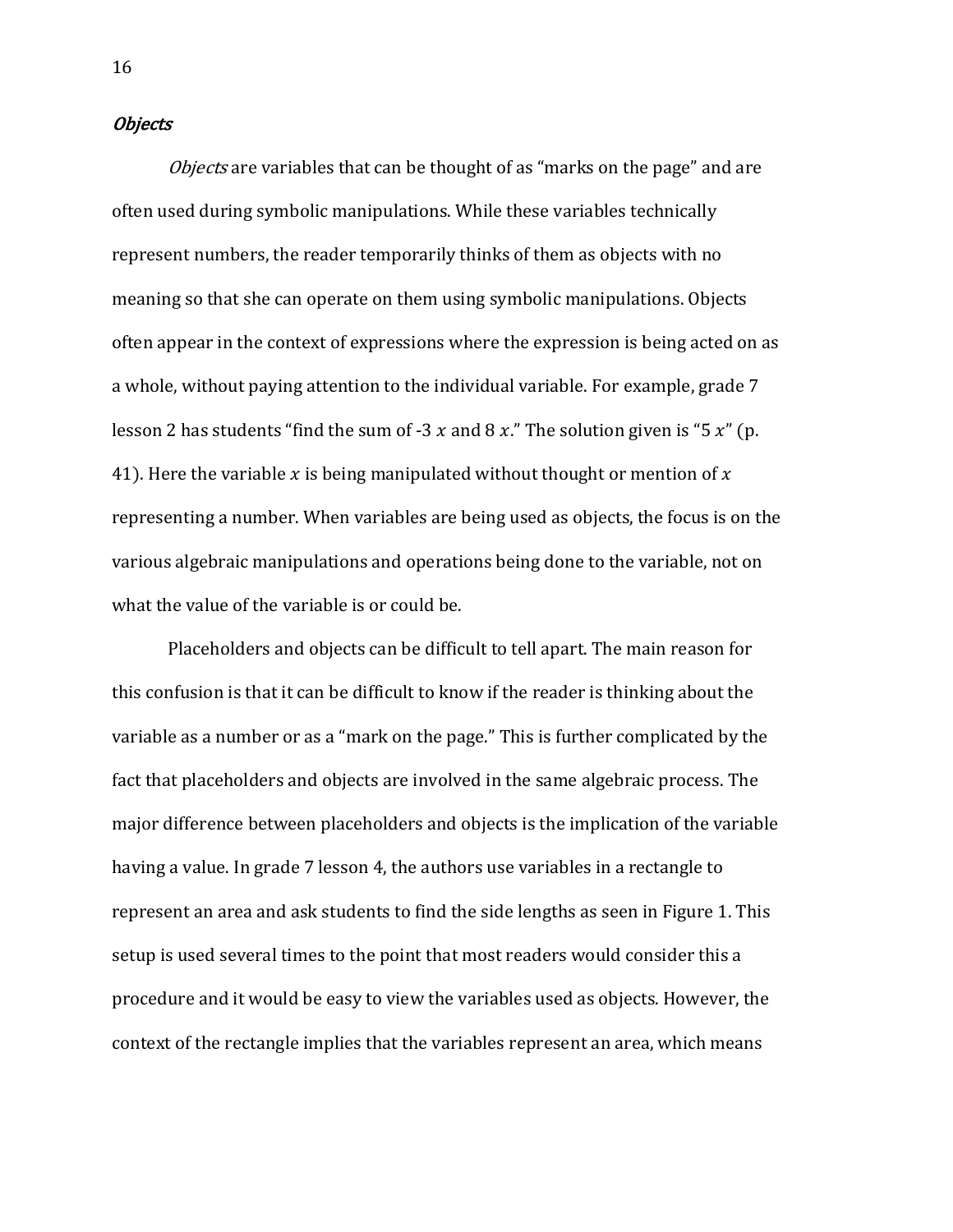### *Objects*

*Objects* are variables that can be thought of as "marks on the page" and are often used during symbolic manipulations. While these variables technically represent numbers, the reader temporarily thinks of them as objects with no meaning so that she can operate on them using symbolic manipulations. Objects often appear in the context of expressions where the expression is being acted on as a whole, without paying attention to the individual variable. For example, grade 7 lesson 2 has students "find the sum of -3 $x$ and 8 $x$." The solution given is "5 $x$" (p. 41). Here the variable $x$ is being manipulated without thought or mention of $x$ representing a number. When variables are being used as objects, the focus is on the various algebraic manipulations and operations being done to the variable, not on what the value of the variable is or could be.

Placeholders and objects can be difficult to tell apart. The main reason for this confusion is that it can be difficult to know if the reader is thinking about the variable as a number or as a "mark on the page." This is further complicated by the fact that placeholders and objects are involved in the same algebraic process. The major difference between placeholders and objects is the implication of the variable having a value. In grade 7 lesson 4, the authors use variables in a rectangle to represent an area and ask students to find the side lengths as seen in Figure 1. This setup is used several times to the point that most readers would consider this a procedure and it would be easy to view the variables used as objects. However, the context of the rectangle implies that the variables represent an area, which means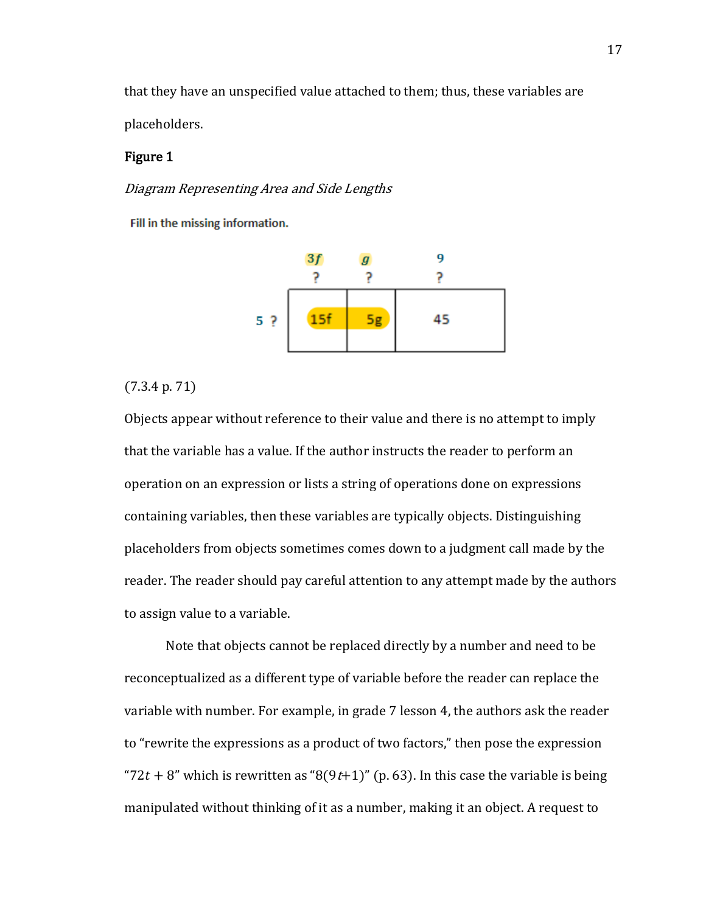that they have an unspecified value attached to them; thus, these variables are placeholders.

**Figure 1**

*Diagram Representing Area and Side Lengths*

Fill in the missing information.

|  | $3f$ ? | $g$ ? | 9 ? |
|---|---|---|---|
| 5 ? | 15f | 5g | 45 |

(7.3.4 p. 71)

Objects appear without reference to their value and there is no attempt to imply that the variable has a value. If the author instructs the reader to perform an operation on an expression or lists a string of operations done on expressions containing variables, then these variables are typically objects. Distinguishing placeholders from objects sometimes comes down to a judgment call made by the reader. The reader should pay careful attention to any attempt made by the authors to assign value to a variable.

Note that objects cannot be replaced directly by a number and need to be reconceptualized as a different type of variable before the reader can replace the variable with number. For example, in grade 7 lesson 4, the authors ask the reader to "rewrite the expressions as a product of two factors," then pose the expression "$72t + 8$" which is rewritten as "$8(9t+1)$" (p. 63). In this case the variable is being manipulated without thinking of it as a number, making it an object. A request to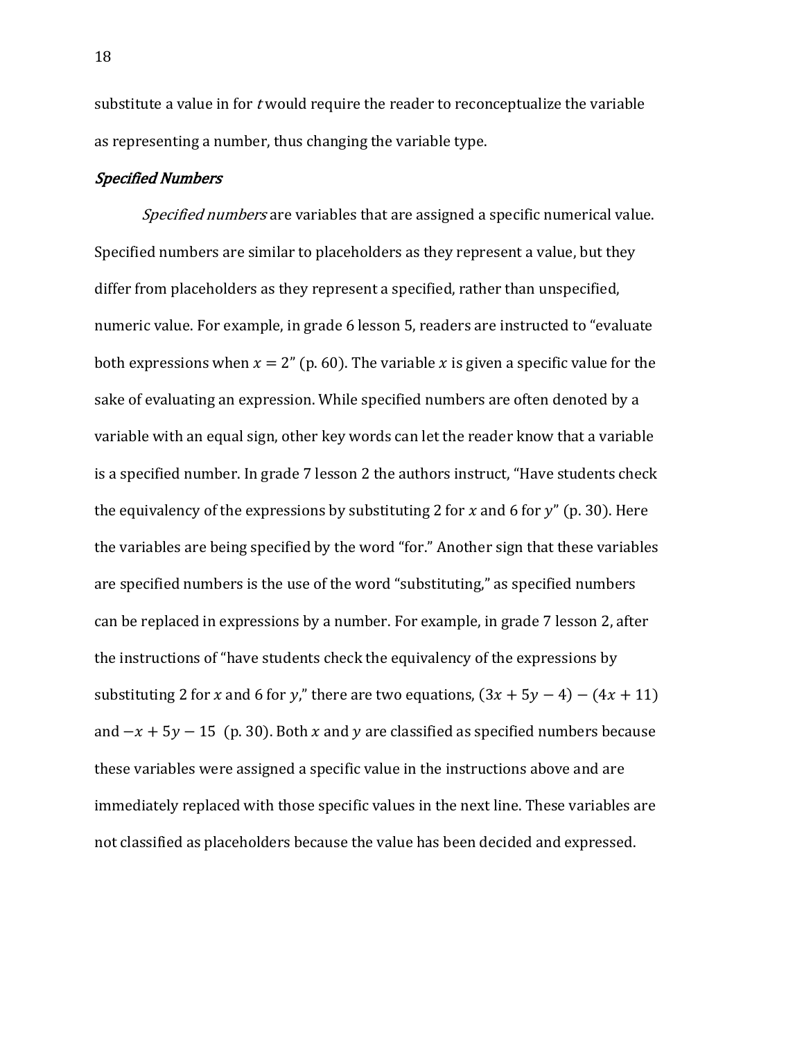substitute a value in for $t$ would require the reader to reconceptualize the variable as representing a number, thus changing the variable type.

### *Specified Numbers*

*Specified numbers* are variables that are assigned a specific numerical value. Specified numbers are similar to placeholders as they represent a value, but they differ from placeholders as they represent a specified, rather than unspecified, numeric value. For example, in grade 6 lesson 5, readers are instructed to "evaluate both expressions when $x = 2$" (p. 60). The variable $x$ is given a specific value for the sake of evaluating an expression. While specified numbers are often denoted by a variable with an equal sign, other key words can let the reader know that a variable is a specified number. In grade 7 lesson 2 the authors instruct, "Have students check the equivalency of the expressions by substituting 2 for $x$ and 6 for $y$" (p. 30). Here the variables are being specified by the word "for." Another sign that these variables are specified numbers is the use of the word "substituting," as specified numbers can be replaced in expressions by a number. For example, in grade 7 lesson 2, after the instructions of "have students check the equivalency of the expressions by substituting 2 for $x$ and 6 for $y$," there are two equations, $(3x + 5y - 4) - (4x + 11)$ and $-x + 5y - 15$ (p. 30). Both $x$ and $y$ are classified as specified numbers because these variables were assigned a specific value in the instructions above and are immediately replaced with those specific values in the next line. These variables are not classified as placeholders because the value has been decided and expressed.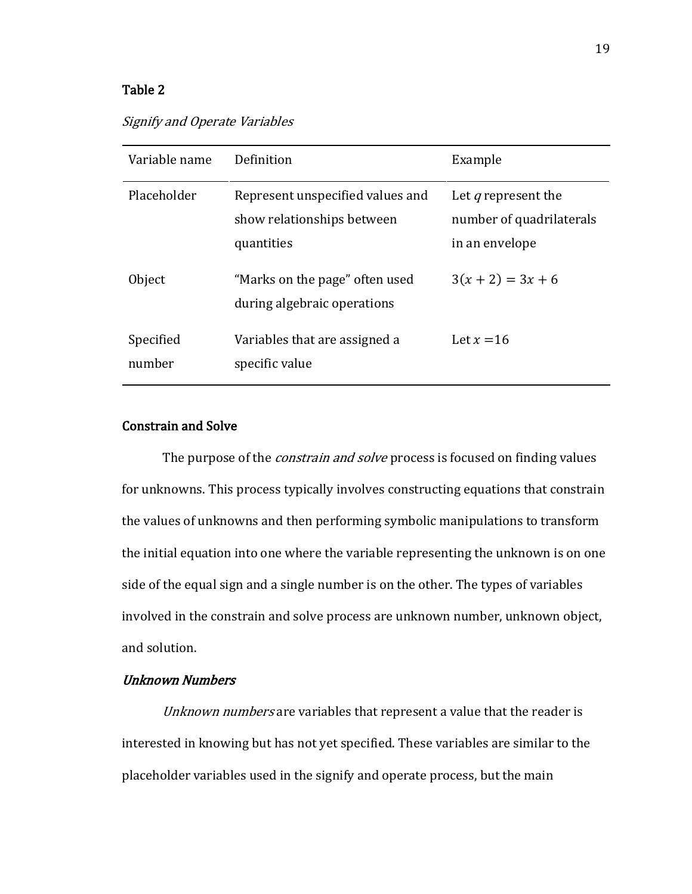**Table 2**

*Signify and Operate Variables*

| Variable name | Definition | Example |
|---|---|---|
| Placeholder | Represent unspecified values and show relationships between quantities | Let $q$ represent the number of quadrilaterals in an envelope |
| Object | "Marks on the page" often used during algebraic operations | $3(x + 2) = 3x + 6$ |
| Specified number | Variables that are assigned a specific value | Let $x = 16$ |

## Constrain and Solve

The purpose of the *constrain and solve* process is focused on finding values for unknowns. This process typically involves constructing equations that constrain the values of unknowns and then performing symbolic manipulations to transform the initial equation into one where the variable representing the unknown is on one side of the equal sign and a single number is on the other. The types of variables involved in the constrain and solve process are unknown number, unknown object, and solution.

### *Unknown Numbers*

*Unknown numbers* are variables that represent a value that the reader is interested in knowing but has not yet specified. These variables are similar to the placeholder variables used in the signify and operate process, but the main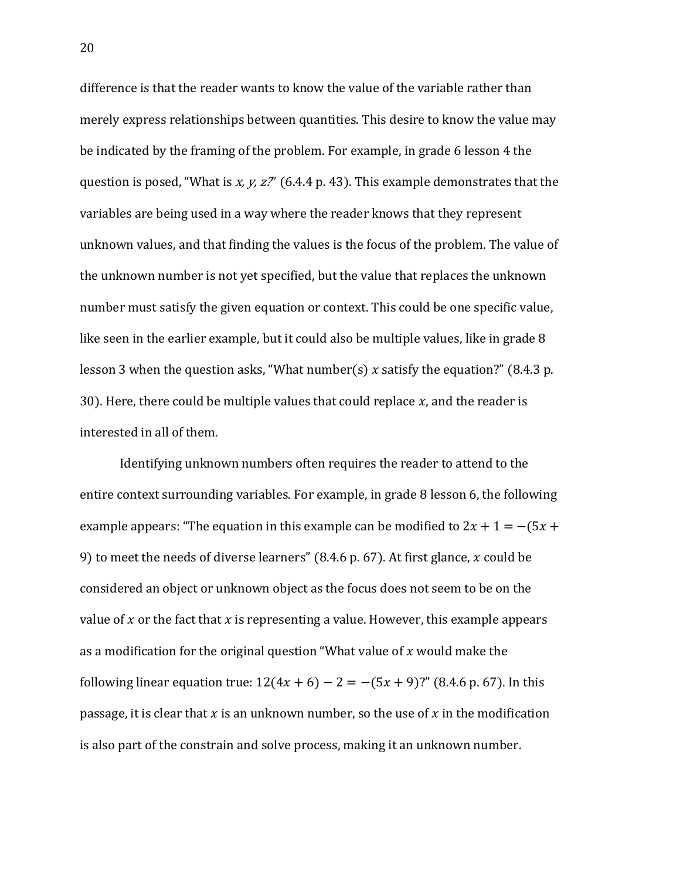difference is that the reader wants to know the value of the variable rather than merely express relationships between quantities. This desire to know the value may be indicated by the framing of the problem. For example, in grade 6 lesson 4 the question is posed, "What is *x, y, z?*" (6.4.4 p. 43). This example demonstrates that the variables are being used in a way where the reader knows that they represent unknown values, and that finding the values is the focus of the problem. The value of the unknown number is not yet specified, but the value that replaces the unknown number must satisfy the given equation or context. This could be one specific value, like seen in the earlier example, but it could also be multiple values, like in grade 8 lesson 3 when the question asks, "What number(s) $x$ satisfy the equation?" (8.4.3 p. 30). Here, there could be multiple values that could replace $x$, and the reader is interested in all of them.

Identifying unknown numbers often requires the reader to attend to the entire context surrounding variables. For example, in grade 8 lesson 6, the following example appears: "The equation in this example can be modified to $2x + 1 = -(5x + 9)$ to meet the needs of diverse learners" (8.4.6 p. 67). At first glance, $x$ could be considered an object or unknown object as the focus does not seem to be on the value of $x$ or the fact that $x$ is representing a value. However, this example appears as a modification for the original question "What value of $x$ would make the following linear equation true: $12(4x + 6) - 2 = -(5x + 9)$?" (8.4.6 p. 67). In this passage, it is clear that $x$ is an unknown number, so the use of $x$ in the modification is also part of the constrain and solve process, making it an unknown number.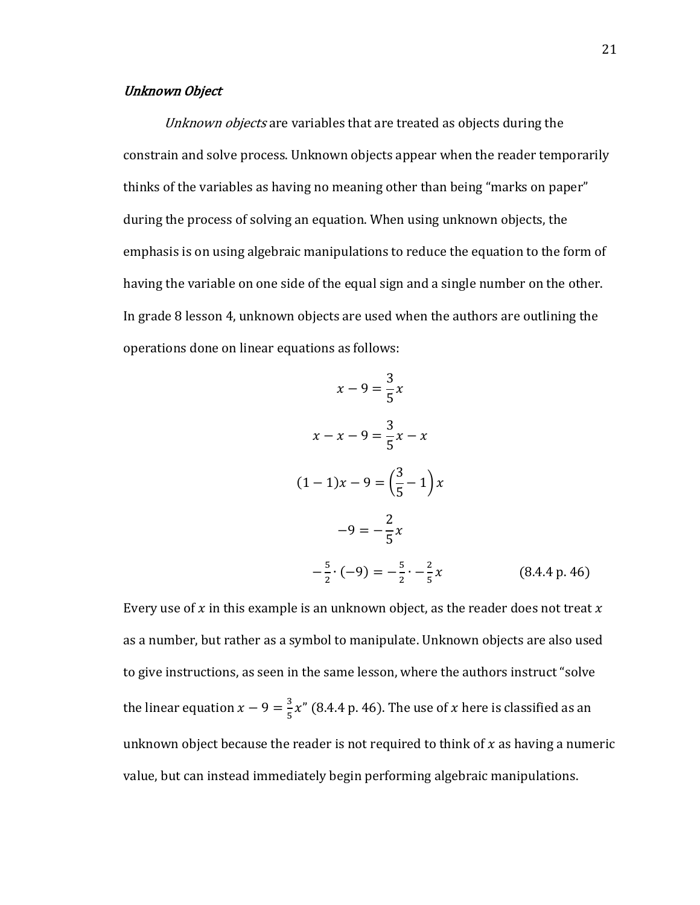### *Unknown Object*

*Unknown objects* are variables that are treated as objects during the constrain and solve process. Unknown objects appear when the reader temporarily thinks of the variables as having no meaning other than being "marks on paper" during the process of solving an equation. When using unknown objects, the emphasis is on using algebraic manipulations to reduce the equation to the form of having the variable on one side of the equal sign and a single number on the other. In grade 8 lesson 4, unknown objects are used when the authors are outlining the operations done on linear equations as follows:

$$x - 9 = \frac{3}{5}x$$

$$x - x - 9 = \frac{3}{5}x - x$$

$$(1 - 1)x - 9 = \left(\frac{3}{5} - 1\right)x$$

$$-9 = -\frac{2}{5}x$$

$$-\frac{5}{2} \cdot (-9) = -\frac{5}{2} \cdot -\frac{2}{5}x \qquad \text{(8.4.4 p. 46)}$$

Every use of $x$ in this example is an unknown object, as the reader does not treat $x$ as a number, but rather as a symbol to manipulate. Unknown objects are also used to give instructions, as seen in the same lesson, where the authors instruct "solve the linear equation $x - 9 = \frac{3}{5}x$" (8.4.4 p. 46). The use of $x$ here is classified as an unknown object because the reader is not required to think of $x$ as having a numeric value, but can instead immediately begin performing algebraic manipulations.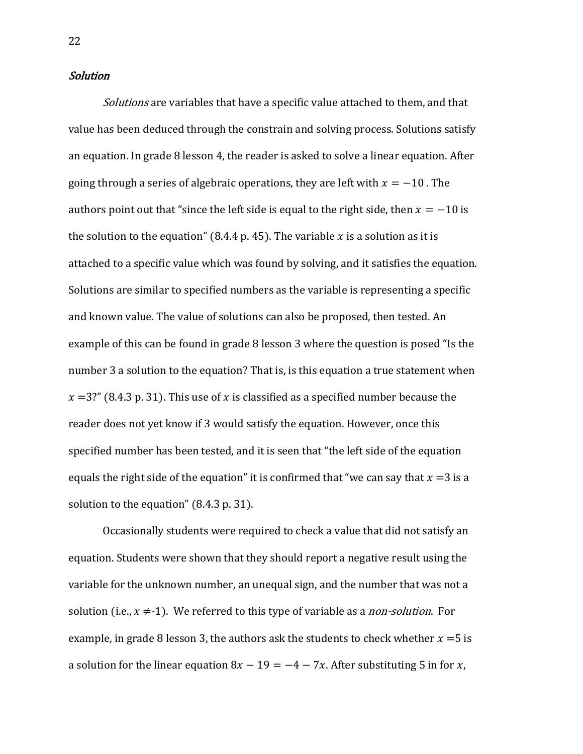### *Solution*

*Solutions* are variables that have a specific value attached to them, and that value has been deduced through the constrain and solving process. Solutions satisfy an equation. In grade 8 lesson 4, the reader is asked to solve a linear equation. After going through a series of algebraic operations, they are left with $x = -10$ . The authors point out that "since the left side is equal to the right side, then $x = -10$ is the solution to the equation" (8.4.4 p. 45). The variable $x$ is a solution as it is attached to a specific value which was found by solving, and it satisfies the equation. Solutions are similar to specified numbers as the variable is representing a specific and known value. The value of solutions can also be proposed, then tested. An example of this can be found in grade 8 lesson 3 where the question is posed "Is the number 3 a solution to the equation? That is, is this equation a true statement when $x = 3$?" (8.4.3 p. 31). This use of $x$ is classified as a specified number because the reader does not yet know if 3 would satisfy the equation. However, once this specified number has been tested, and it is seen that "the left side of the equation equals the right side of the equation" it is confirmed that "we can say that $x = 3$ is a solution to the equation" (8.4.3 p. 31).

Occasionally students were required to check a value that did not satisfy an equation. Students were shown that they should report a negative result using the variable for the unknown number, an unequal sign, and the number that was not a solution (i.e., $x \neq -1$). We referred to this type of variable as a *non-solution*. For example, in grade 8 lesson 3, the authors ask the students to check whether $x = 5$ is a solution for the linear equation $8x - 19 = -4 - 7x$. After substituting 5 in for $x$,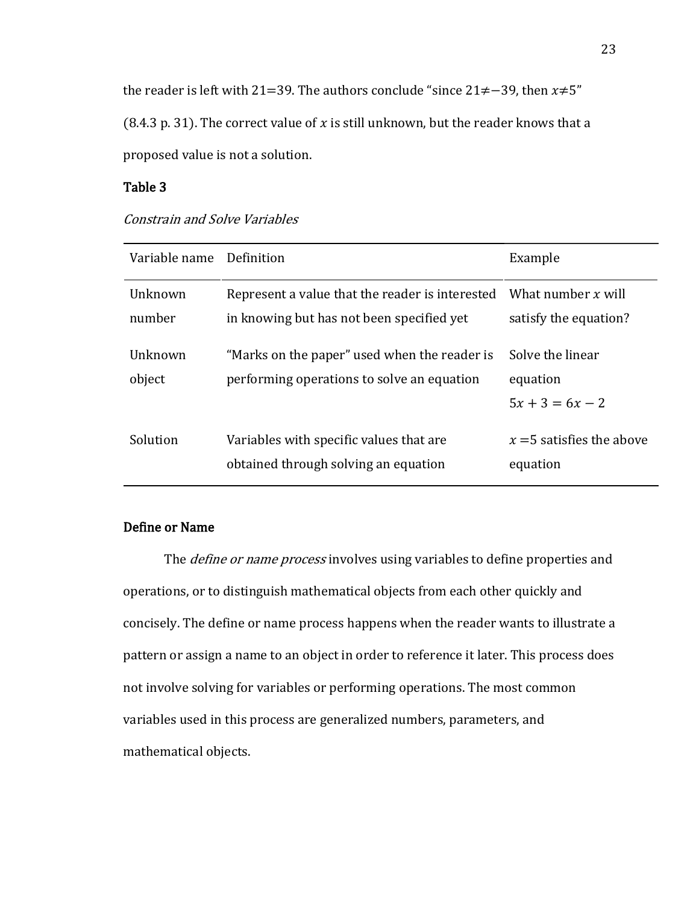the reader is left with 21=39. The authors conclude "since $21 \neq -39$, then $x \neq 5$" (8.4.3 p. 31). The correct value of $x$ is still unknown, but the reader knows that a proposed value is not a solution.

**Table 3**

*Constrain and Solve Variables*

| Variable name | Definition | Example |
| --- | --- | --- |
| Unknown number | Represent a value that the reader is interested in knowing but has not been specified yet | What number $x$ will satisfy the equation? |
| Unknown object | "Marks on the paper" used when the reader is performing operations to solve an equation | Solve the linear equation $5x + 3 = 6x - 2$ |
| Solution | Variables with specific values that are obtained through solving an equation | $x = 5$ satisfies the above equation |

### Define or Name

The *define or name process* involves using variables to define properties and operations, or to distinguish mathematical objects from each other quickly and concisely. The define or name process happens when the reader wants to illustrate a pattern or assign a name to an object in order to reference it later. This process does not involve solving for variables or performing operations. The most common variables used in this process are generalized numbers, parameters, and mathematical objects.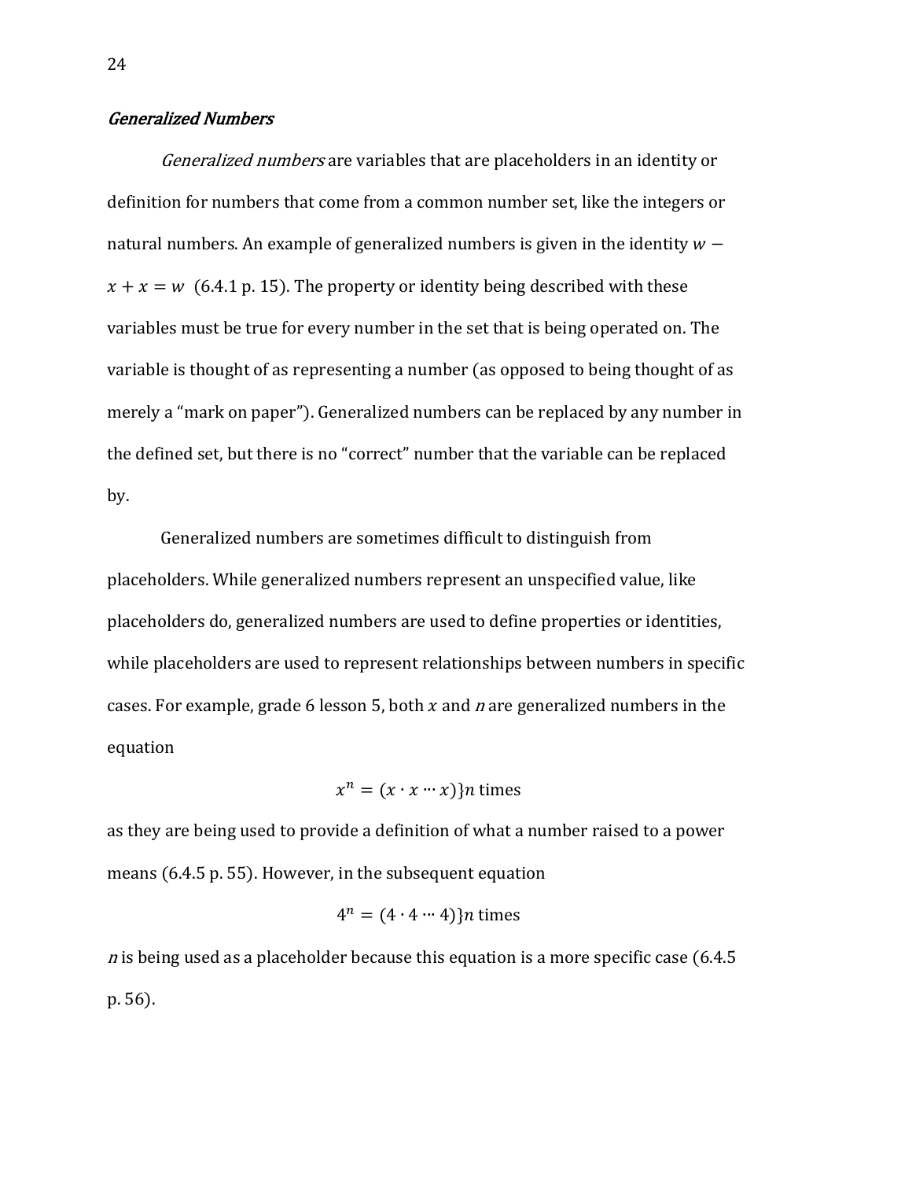### *Generalized Numbers*

*Generalized numbers* are variables that are placeholders in an identity or definition for numbers that come from a common number set, like the integers or natural numbers. An example of generalized numbers is given in the identity $w - x + x = w$ (6.4.1 p. 15). The property or identity being described with these variables must be true for every number in the set that is being operated on. The variable is thought of as representing a number (as opposed to being thought of as merely a "mark on paper"). Generalized numbers can be replaced by any number in the defined set, but there is no "correct" number that the variable can be replaced by.

Generalized numbers are sometimes difficult to distinguish from placeholders. While generalized numbers represent an unspecified value, like placeholders do, generalized numbers are used to define properties or identities, while placeholders are used to represent relationships between numbers in specific cases. For example, grade 6 lesson 5, both $x$ and $n$ are generalized numbers in the equation

$$x^n = (x \cdot x \cdots x)\}n \text{ times}$$

as they are being used to provide a definition of what a number raised to a power means (6.4.5 p. 55). However, in the subsequent equation

$$4^n = (4 \cdot 4 \cdots 4)\}n \text{ times}$$

$n$ is being used as a placeholder because this equation is a more specific case (6.4.5 p. 56).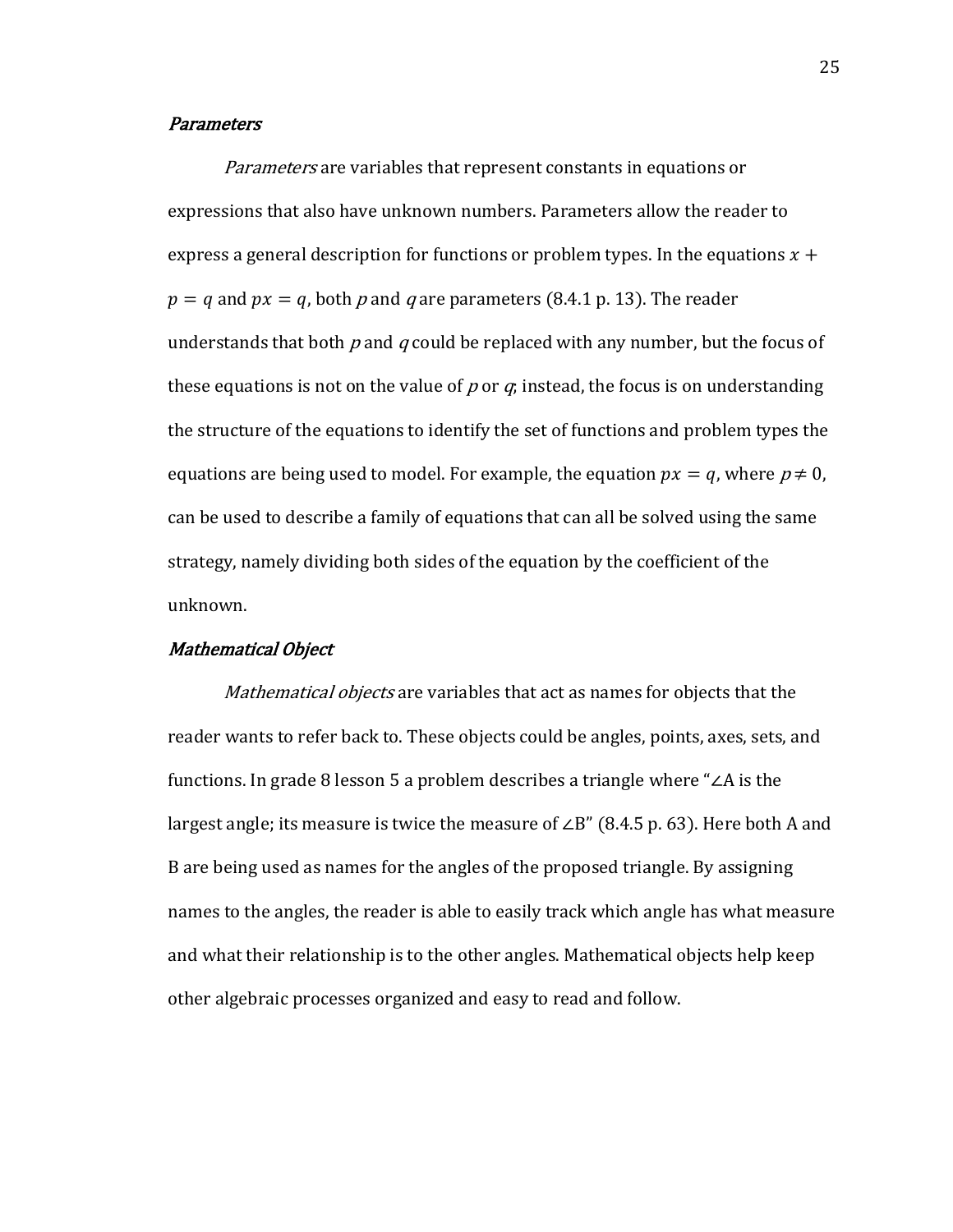### *Parameters*

*Parameters* are variables that represent constants in equations or expressions that also have unknown numbers. Parameters allow the reader to express a general description for functions or problem types. In the equations $x + p = q$ and $px = q$, both $p$ and $q$ are parameters (8.4.1 p. 13). The reader understands that both $p$ and $q$ could be replaced with any number, but the focus of these equations is not on the value of $p$ or $q$; instead, the focus is on understanding the structure of the equations to identify the set of functions and problem types the equations are being used to model. For example, the equation $px = q$, where $p \neq 0$, can be used to describe a family of equations that can all be solved using the same strategy, namely dividing both sides of the equation by the coefficient of the unknown.

### *Mathematical Object*

*Mathematical objects* are variables that act as names for objects that the reader wants to refer back to. These objects could be angles, points, axes, sets, and functions. In grade 8 lesson 5 a problem describes a triangle where "∠A is the largest angle; its measure is twice the measure of ∠B" (8.4.5 p. 63). Here both A and B are being used as names for the angles of the proposed triangle. By assigning names to the angles, the reader is able to easily track which angle has what measure and what their relationship is to the other angles. Mathematical objects help keep other algebraic processes organized and easy to read and follow.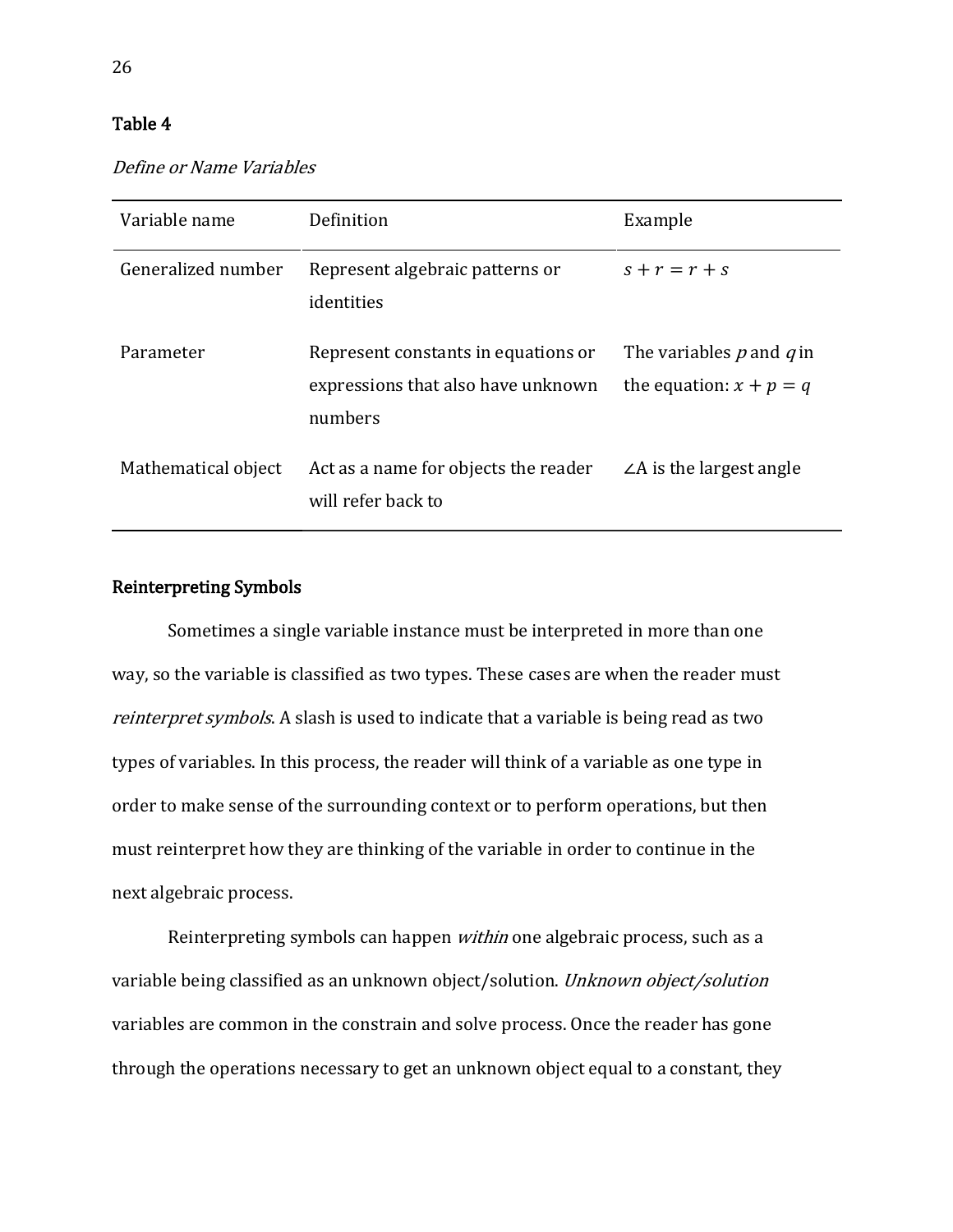Table 4

*Define or Name Variables*

| Variable name | Definition | Example |
|---|---|---|
| Generalized number | Represent algebraic patterns or identities | $s + r = r + s$ |
| Parameter | Represent constants in equations or expressions that also have unknown numbers | The variables $p$ and $q$ in the equation: $x + p = q$ |
| Mathematical object | Act as a name for objects the reader will refer back to | $\angle A$ is the largest angle |

## Reinterpreting Symbols

Sometimes a single variable instance must be interpreted in more than one way, so the variable is classified as two types. These cases are when the reader must *reinterpret symbols*. A slash is used to indicate that a variable is being read as two types of variables. In this process, the reader will think of a variable as one type in order to make sense of the surrounding context or to perform operations, but then must reinterpret how they are thinking of the variable in order to continue in the next algebraic process.

Reinterpreting symbols can happen *within* one algebraic process, such as a variable being classified as an unknown object/solution. *Unknown object/solution* variables are common in the constrain and solve process. Once the reader has gone through the operations necessary to get an unknown object equal to a constant, they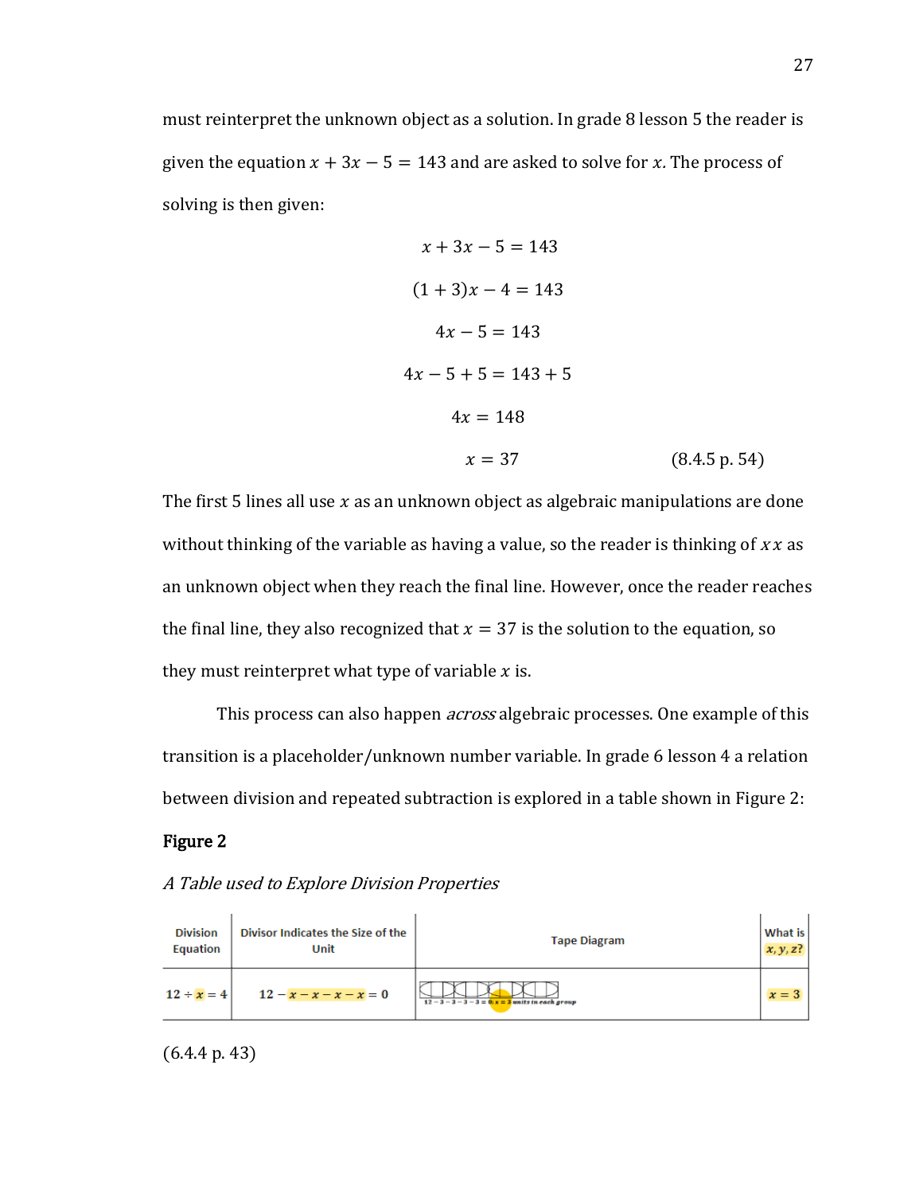must reinterpret the unknown object as a solution. In grade 8 lesson 5 the reader is given the equation $x + 3x - 5 = 143$ and are asked to solve for $x$. The process of solving is then given:

$$x + 3x - 5 = 143$$

$$(1 + 3)x - 4 = 143$$

$$4x - 5 = 143$$

$$4x - 5 + 5 = 143 + 5$$

$$4x = 148$$

$$x = 37 \qquad \text{(8.4.5 p. 54)}$$

The first 5 lines all use $x$ as an unknown object as algebraic manipulations are done without thinking of the variable as having a value, so the reader is thinking of $x\,x$ as an unknown object when they reach the final line. However, once the reader reaches the final line, they also recognized that $x = 37$ is the solution to the equation, so they must reinterpret what type of variable $x$ is.

This process can also happen *across* algebraic processes. One example of this transition is a placeholder/unknown number variable. In grade 6 lesson 4 a relation between division and repeated subtraction is explored in a table shown in Figure 2:

**Figure 2**

*A Table used to Explore Division Properties*

| Division Equation | Divisor Indicates the Size of the Unit | Tape Diagram | What is $x, y, z$? |
|---|---|---|---|
| $12 \div x = 4$ | $12 - x - x - x - x = 0$ | $12 - 3 - 3 - 3 - 3 = 0$; $x = 3$ units in each group | $x = 3$ |

(6.4.4 p. 43)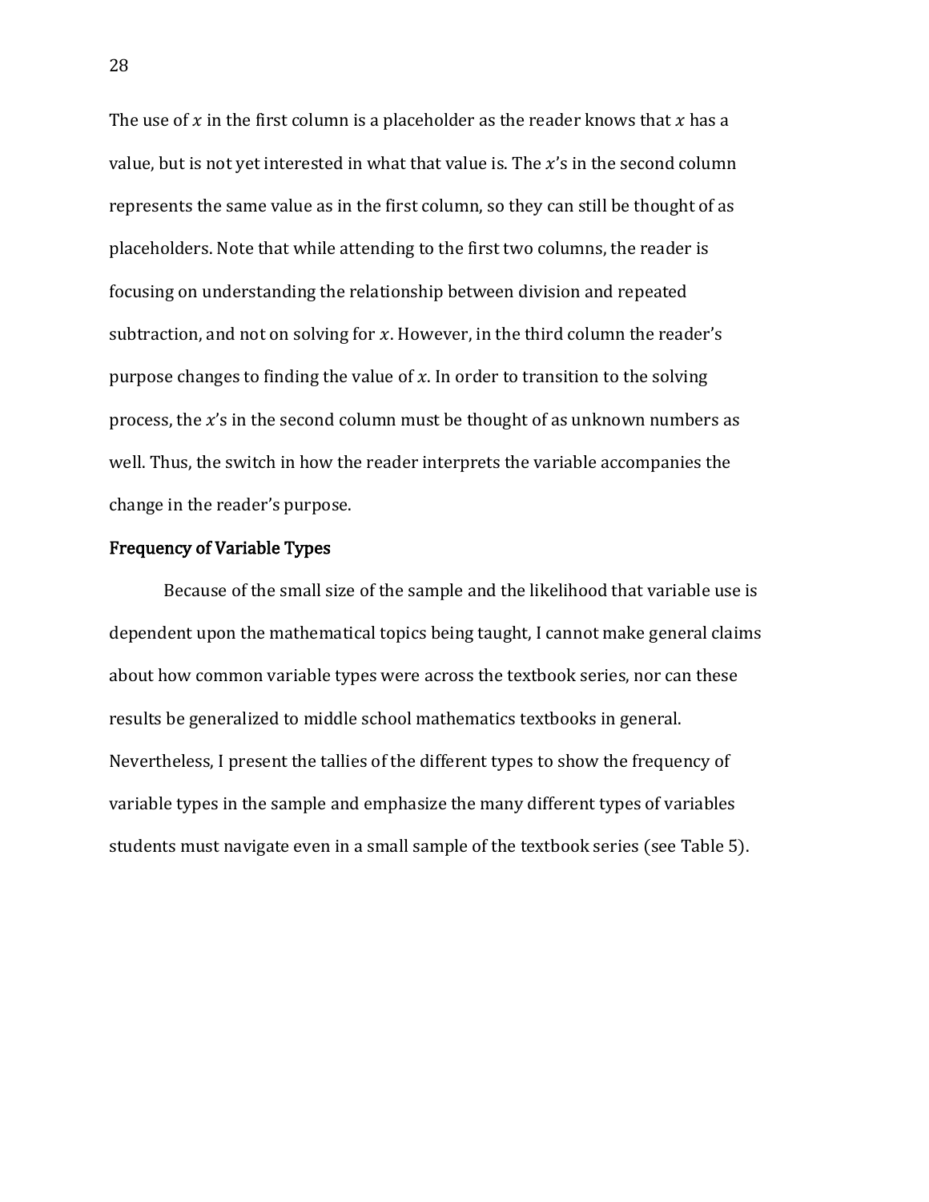The use of $x$ in the first column is a placeholder as the reader knows that $x$ has a value, but is not yet interested in what that value is. The $x$'s in the second column represents the same value as in the first column, so they can still be thought of as placeholders. Note that while attending to the first two columns, the reader is focusing on understanding the relationship between division and repeated subtraction, and not on solving for $x$. However, in the third column the reader's purpose changes to finding the value of $x$. In order to transition to the solving process, the $x$'s in the second column must be thought of as unknown numbers as well. Thus, the switch in how the reader interprets the variable accompanies the change in the reader's purpose.

### Frequency of Variable Types

Because of the small size of the sample and the likelihood that variable use is dependent upon the mathematical topics being taught, I cannot make general claims about how common variable types were across the textbook series, nor can these results be generalized to middle school mathematics textbooks in general. Nevertheless, I present the tallies of the different types to show the frequency of variable types in the sample and emphasize the many different types of variables students must navigate even in a small sample of the textbook series (see Table 5).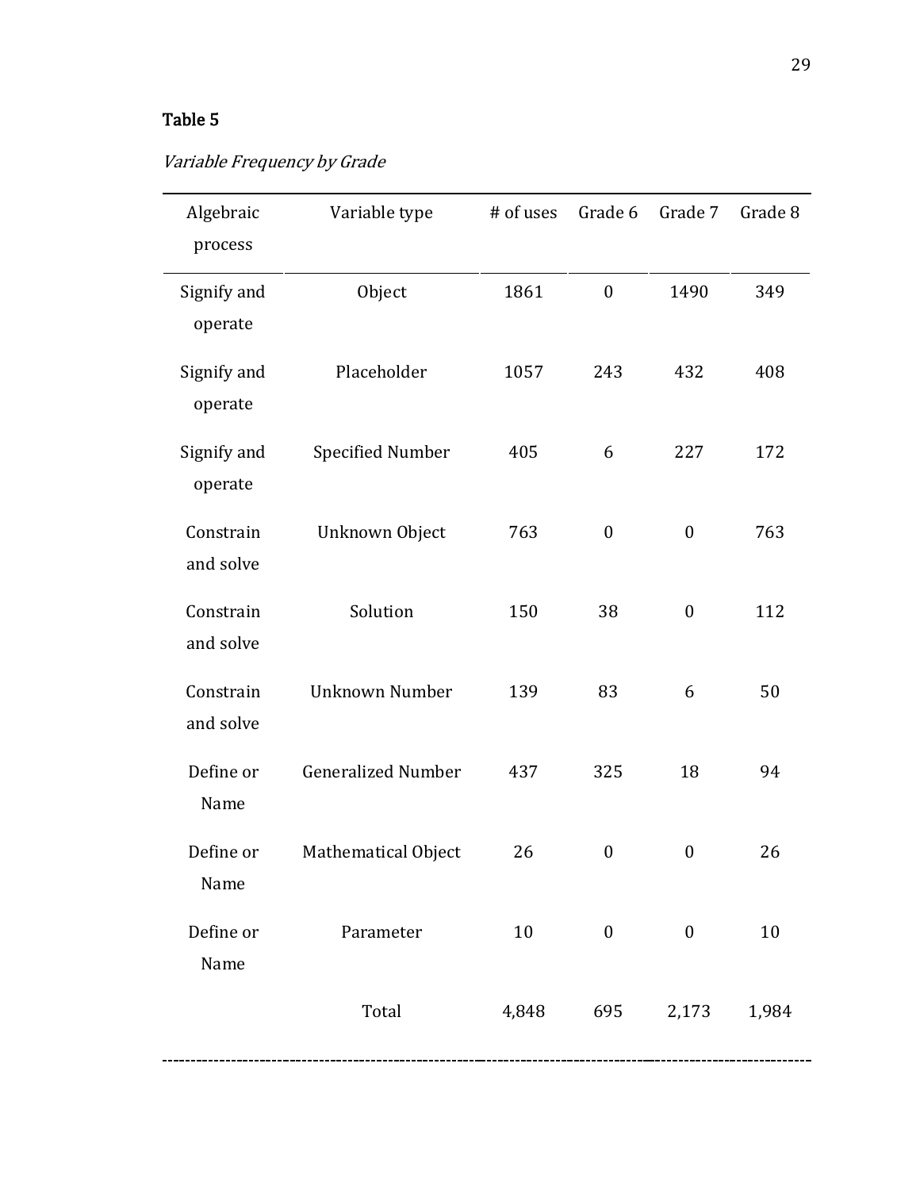**Table 5**

*Variable Frequency by Grade*

| Algebraic process | Variable type | # of uses | Grade 6 | Grade 7 | Grade 8 |
|---|---|---|---|---|---|
| Signify and operate | Object | 1861 | 0 | 1490 | 349 |
| Signify and operate | Placeholder | 1057 | 243 | 432 | 408 |
| Signify and operate | Specified Number | 405 | 6 | 227 | 172 |
| Constrain and solve | Unknown Object | 763 | 0 | 0 | 763 |
| Constrain and solve | Solution | 150 | 38 | 0 | 112 |
| Constrain and solve | Unknown Number | 139 | 83 | 6 | 50 |
| Define or Name | Generalized Number | 437 | 325 | 18 | 94 |
| Define or Name | Mathematical Object | 26 | 0 | 0 | 26 |
| Define or Name | Parameter | 10 | 0 | 0 | 10 |
| | Total | 4,848 | 695 | 2,173 | 1,984 |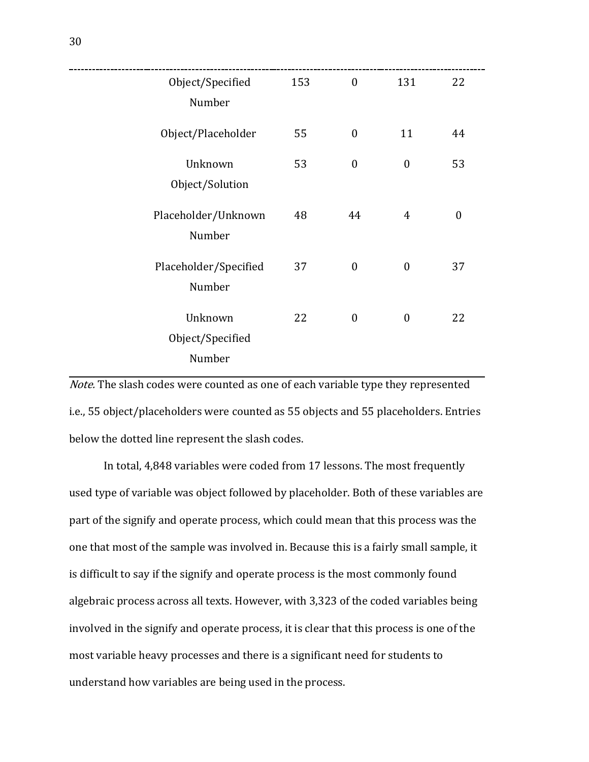| | | | | |
|---|---|---|---|---|
| Object/Specified Number | 153 | 0 | 131 | 22 |
| Object/Placeholder | 55 | 0 | 11 | 44 |
| Unknown Object/Solution | 53 | 0 | 0 | 53 |
| Placeholder/Unknown Number | 48 | 44 | 4 | 0 |
| Placeholder/Specified Number | 37 | 0 | 0 | 37 |
| Unknown Object/Specified Number | 22 | 0 | 0 | 22 |

*Note.* The slash codes were counted as one of each variable type they represented i.e., 55 object/placeholders were counted as 55 objects and 55 placeholders. Entries below the dotted line represent the slash codes.

In total, 4,848 variables were coded from 17 lessons. The most frequently used type of variable was object followed by placeholder. Both of these variables are part of the signify and operate process, which could mean that this process was the one that most of the sample was involved in. Because this is a fairly small sample, it is difficult to say if the signify and operate process is the most commonly found algebraic process across all texts. However, with 3,323 of the coded variables being involved in the signify and operate process, it is clear that this process is one of the most variable heavy processes and there is a significant need for students to understand how variables are being used in the process.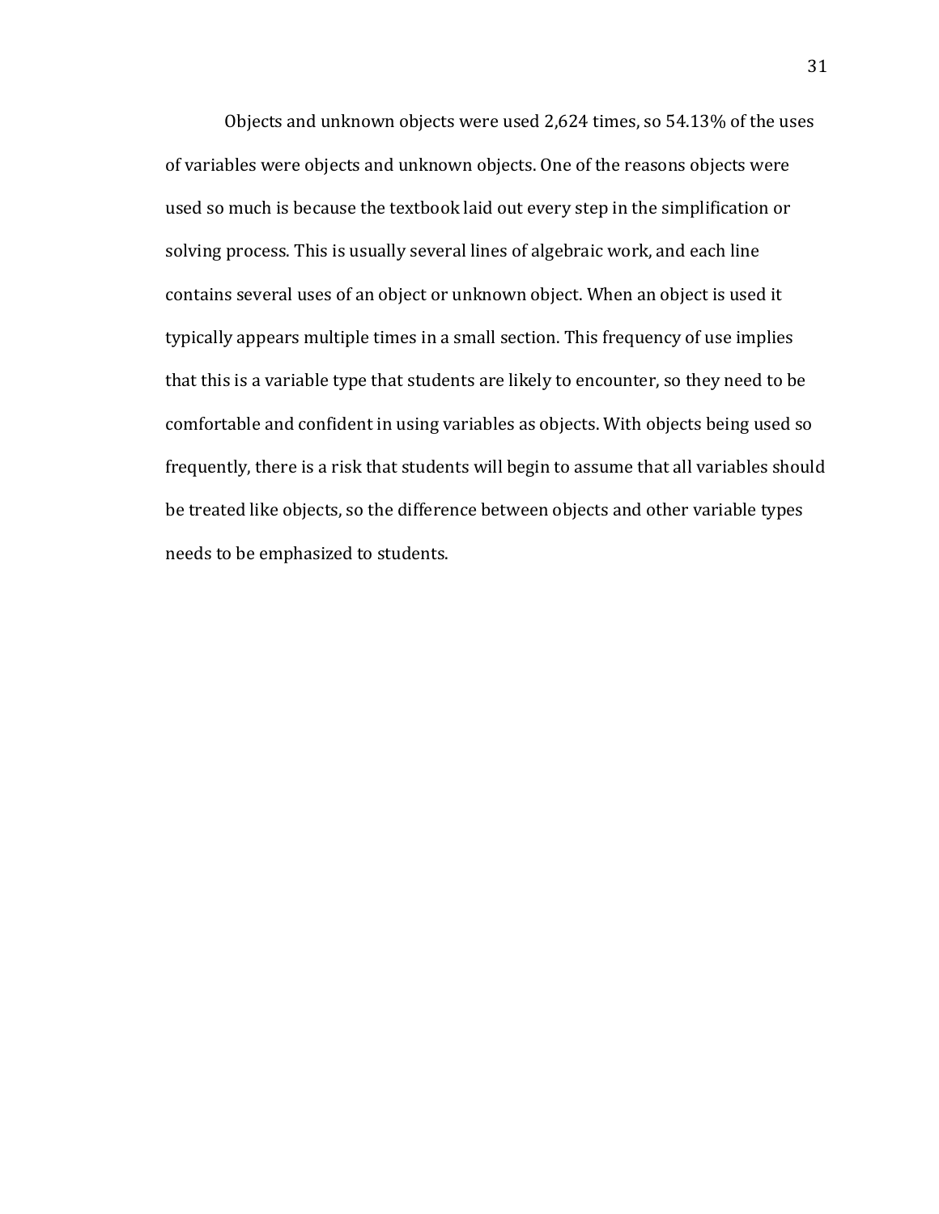Objects and unknown objects were used 2,624 times, so 54.13% of the uses of variables were objects and unknown objects. One of the reasons objects were used so much is because the textbook laid out every step in the simplification or solving process. This is usually several lines of algebraic work, and each line contains several uses of an object or unknown object. When an object is used it typically appears multiple times in a small section. This frequency of use implies that this is a variable type that students are likely to encounter, so they need to be comfortable and confident in using variables as objects. With objects being used so frequently, there is a risk that students will begin to assume that all variables should be treated like objects, so the difference between objects and other variable types needs to be emphasized to students.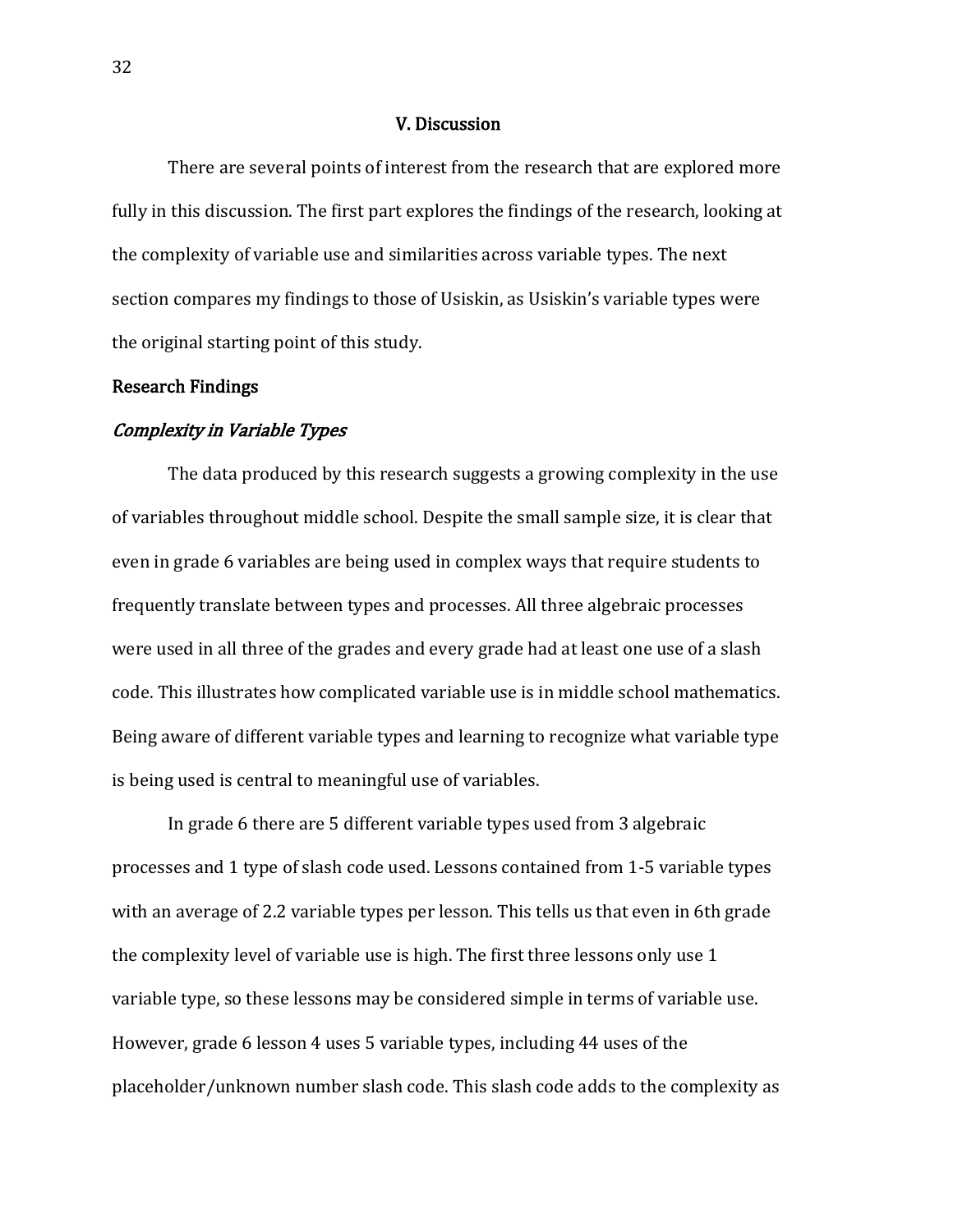## V. Discussion

There are several points of interest from the research that are explored more fully in this discussion. The first part explores the findings of the research, looking at the complexity of variable use and similarities across variable types. The next section compares my findings to those of Usiskin, as Usiskin's variable types were the original starting point of this study.

### Research Findings

#### *Complexity in Variable Types*

The data produced by this research suggests a growing complexity in the use of variables throughout middle school. Despite the small sample size, it is clear that even in grade 6 variables are being used in complex ways that require students to frequently translate between types and processes. All three algebraic processes were used in all three of the grades and every grade had at least one use of a slash code. This illustrates how complicated variable use is in middle school mathematics. Being aware of different variable types and learning to recognize what variable type is being used is central to meaningful use of variables.

In grade 6 there are 5 different variable types used from 3 algebraic processes and 1 type of slash code used. Lessons contained from 1-5 variable types with an average of 2.2 variable types per lesson. This tells us that even in 6th grade the complexity level of variable use is high. The first three lessons only use 1 variable type, so these lessons may be considered simple in terms of variable use. However, grade 6 lesson 4 uses 5 variable types, including 44 uses of the placeholder/unknown number slash code. This slash code adds to the complexity as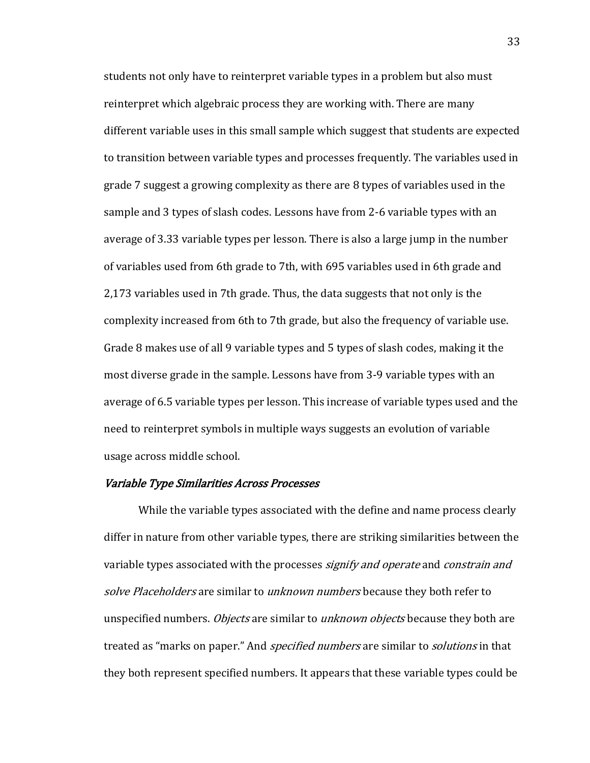students not only have to reinterpret variable types in a problem but also must reinterpret which algebraic process they are working with. There are many different variable uses in this small sample which suggest that students are expected to transition between variable types and processes frequently. The variables used in grade 7 suggest a growing complexity as there are 8 types of variables used in the sample and 3 types of slash codes. Lessons have from 2-6 variable types with an average of 3.33 variable types per lesson. There is also a large jump in the number of variables used from 6th grade to 7th, with 695 variables used in 6th grade and 2,173 variables used in 7th grade. Thus, the data suggests that not only is the complexity increased from 6th to 7th grade, but also the frequency of variable use. Grade 8 makes use of all 9 variable types and 5 types of slash codes, making it the most diverse grade in the sample. Lessons have from 3-9 variable types with an average of 6.5 variable types per lesson. This increase of variable types used and the need to reinterpret symbols in multiple ways suggests an evolution of variable usage across middle school.

#### *Variable Type Similarities Across Processes*

While the variable types associated with the define and name process clearly differ in nature from other variable types, there are striking similarities between the variable types associated with the processes *signify and operate* and *constrain and solve Placeholders* are similar to *unknown numbers* because they both refer to unspecified numbers. *Objects* are similar to *unknown objects* because they both are treated as "marks on paper." And *specified numbers* are similar to *solutions* in that they both represent specified numbers. It appears that these variable types could be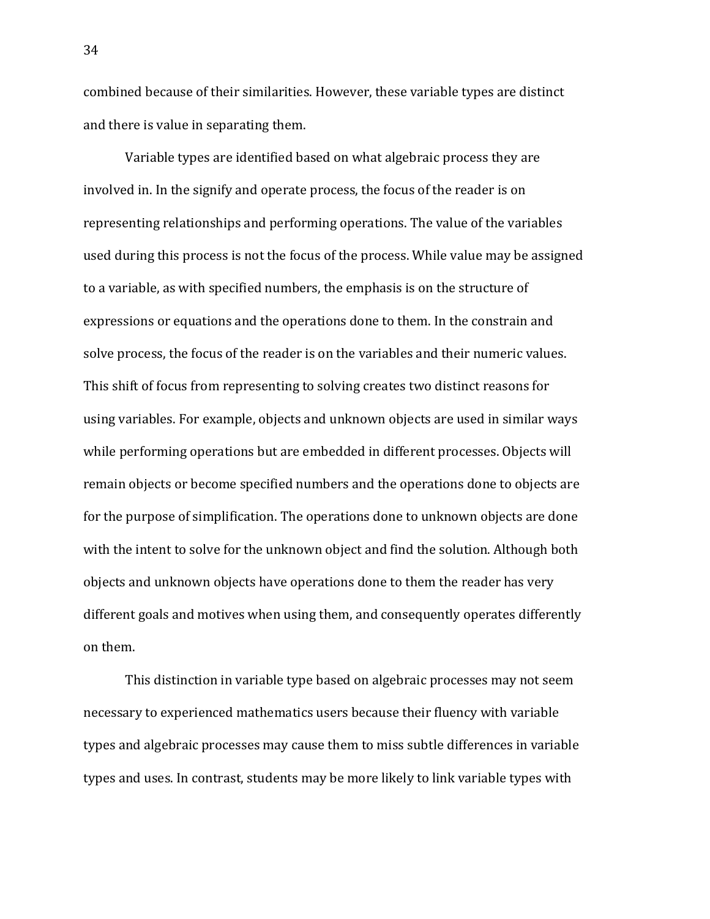combined because of their similarities. However, these variable types are distinct and there is value in separating them.

Variable types are identified based on what algebraic process they are involved in. In the signify and operate process, the focus of the reader is on representing relationships and performing operations. The value of the variables used during this process is not the focus of the process. While value may be assigned to a variable, as with specified numbers, the emphasis is on the structure of expressions or equations and the operations done to them. In the constrain and solve process, the focus of the reader is on the variables and their numeric values. This shift of focus from representing to solving creates two distinct reasons for using variables. For example, objects and unknown objects are used in similar ways while performing operations but are embedded in different processes. Objects will remain objects or become specified numbers and the operations done to objects are for the purpose of simplification. The operations done to unknown objects are done with the intent to solve for the unknown object and find the solution. Although both objects and unknown objects have operations done to them the reader has very different goals and motives when using them, and consequently operates differently on them.

This distinction in variable type based on algebraic processes may not seem necessary to experienced mathematics users because their fluency with variable types and algebraic processes may cause them to miss subtle differences in variable types and uses. In contrast, students may be more likely to link variable types with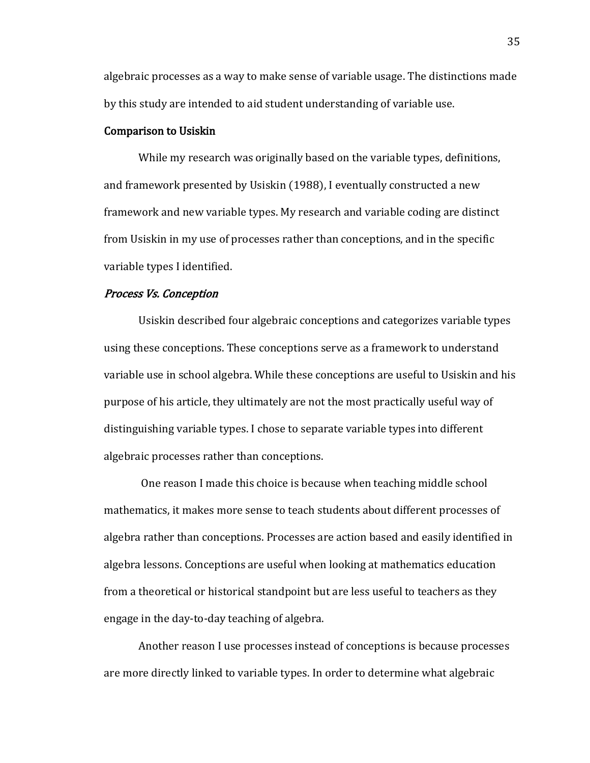algebraic processes as a way to make sense of variable usage. The distinctions made by this study are intended to aid student understanding of variable use.

## Comparison to Usiskin

While my research was originally based on the variable types, definitions, and framework presented by Usiskin (1988), I eventually constructed a new framework and new variable types. My research and variable coding are distinct from Usiskin in my use of processes rather than conceptions, and in the specific variable types I identified.

### *Process Vs. Conception*

Usiskin described four algebraic conceptions and categorizes variable types using these conceptions. These conceptions serve as a framework to understand variable use in school algebra. While these conceptions are useful to Usiskin and his purpose of his article, they ultimately are not the most practically useful way of distinguishing variable types. I chose to separate variable types into different algebraic processes rather than conceptions.

One reason I made this choice is because when teaching middle school mathematics, it makes more sense to teach students about different processes of algebra rather than conceptions. Processes are action based and easily identified in algebra lessons. Conceptions are useful when looking at mathematics education from a theoretical or historical standpoint but are less useful to teachers as they engage in the day-to-day teaching of algebra.

Another reason I use processes instead of conceptions is because processes are more directly linked to variable types. In order to determine what algebraic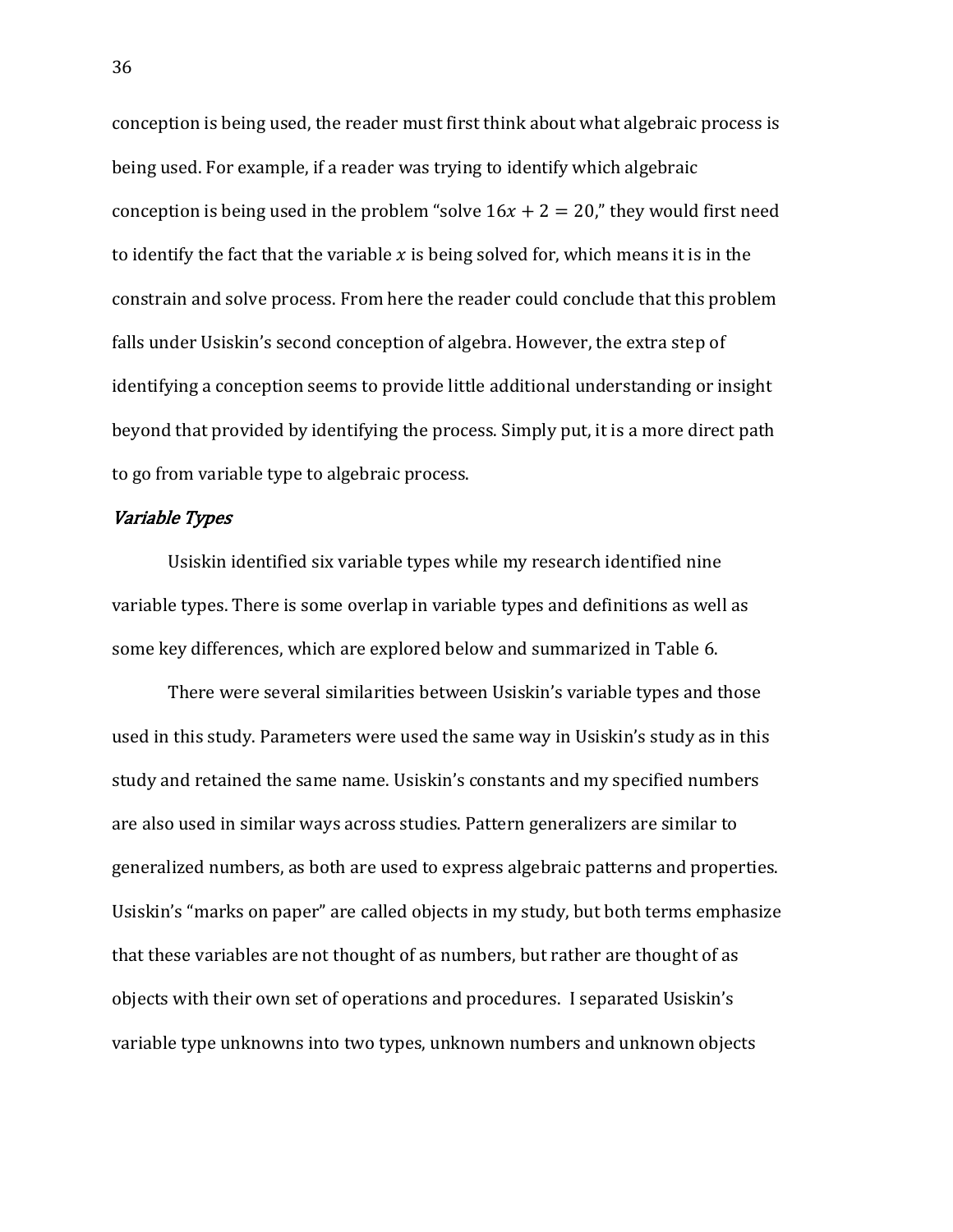conception is being used, the reader must first think about what algebraic process is being used. For example, if a reader was trying to identify which algebraic conception is being used in the problem "solve $16x + 2 = 20$," they would first need to identify the fact that the variable $x$ is being solved for, which means it is in the constrain and solve process. From here the reader could conclude that this problem falls under Usiskin's second conception of algebra. However, the extra step of identifying a conception seems to provide little additional understanding or insight beyond that provided by identifying the process. Simply put, it is a more direct path to go from variable type to algebraic process.

### *Variable Types*

Usiskin identified six variable types while my research identified nine variable types. There is some overlap in variable types and definitions as well as some key differences, which are explored below and summarized in Table 6.

There were several similarities between Usiskin's variable types and those used in this study. Parameters were used the same way in Usiskin's study as in this study and retained the same name. Usiskin's constants and my specified numbers are also used in similar ways across studies. Pattern generalizers are similar to generalized numbers, as both are used to express algebraic patterns and properties. Usiskin's "marks on paper" are called objects in my study, but both terms emphasize that these variables are not thought of as numbers, but rather are thought of as objects with their own set of operations and procedures. I separated Usiskin's variable type unknowns into two types, unknown numbers and unknown objects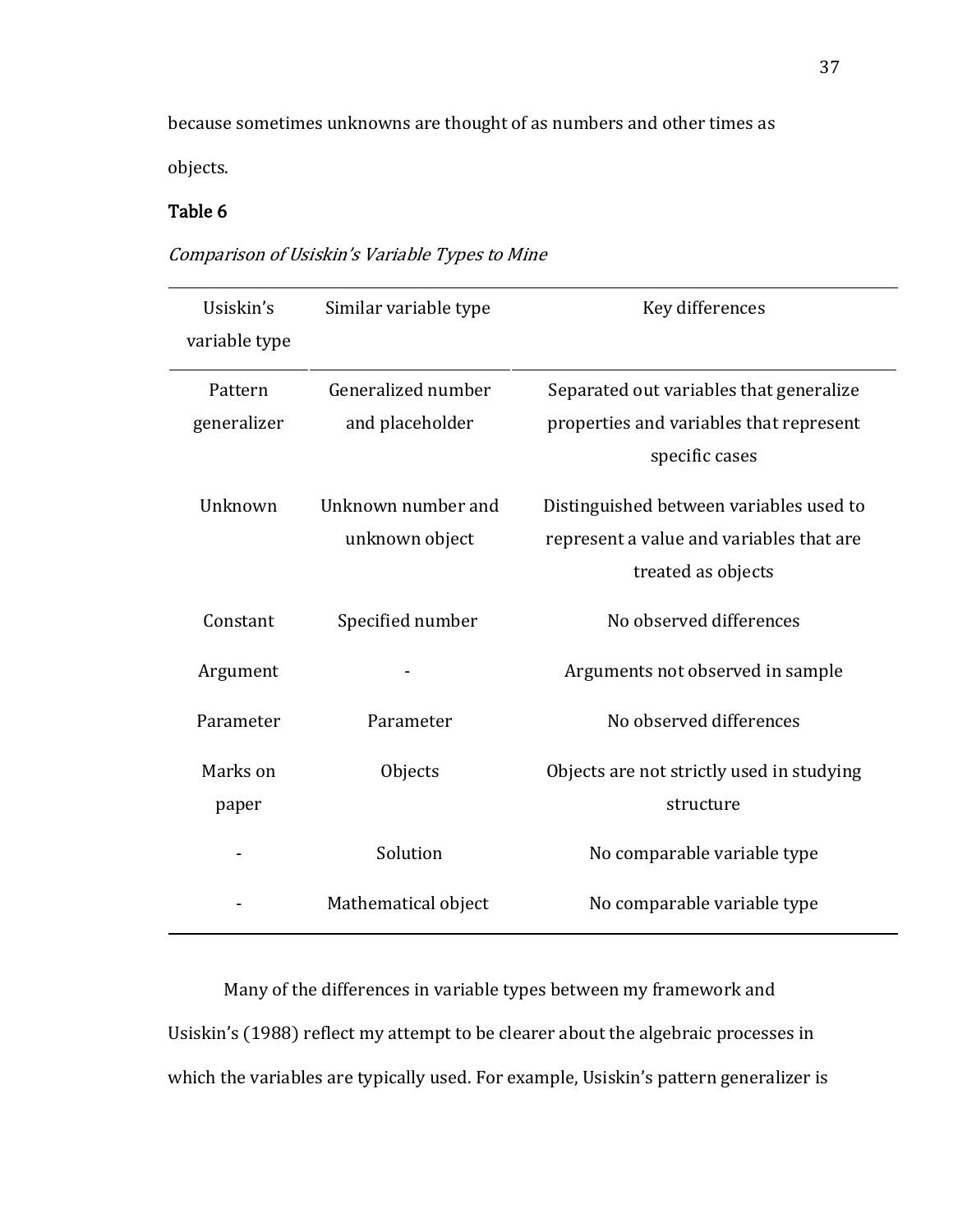because sometimes unknowns are thought of as numbers and other times as objects.

**Table 6**

*Comparison of Usiskin's Variable Types to Mine*

| Usiskin's variable type | Similar variable type | Key differences |
|---|---|---|
| Pattern generalizer | Generalized number and placeholder | Separated out variables that generalize properties and variables that represent specific cases |
| Unknown | Unknown number and unknown object | Distinguished between variables used to represent a value and variables that are treated as objects |
| Constant | Specified number | No observed differences |
| Argument | - | Arguments not observed in sample |
| Parameter | Parameter | No observed differences |
| Marks on paper | Objects | Objects are not strictly used in studying structure |
| - | Solution | No comparable variable type |
| - | Mathematical object | No comparable variable type |

Many of the differences in variable types between my framework and Usiskin's (1988) reflect my attempt to be clearer about the algebraic processes in which the variables are typically used. For example, Usiskin's pattern generalizer is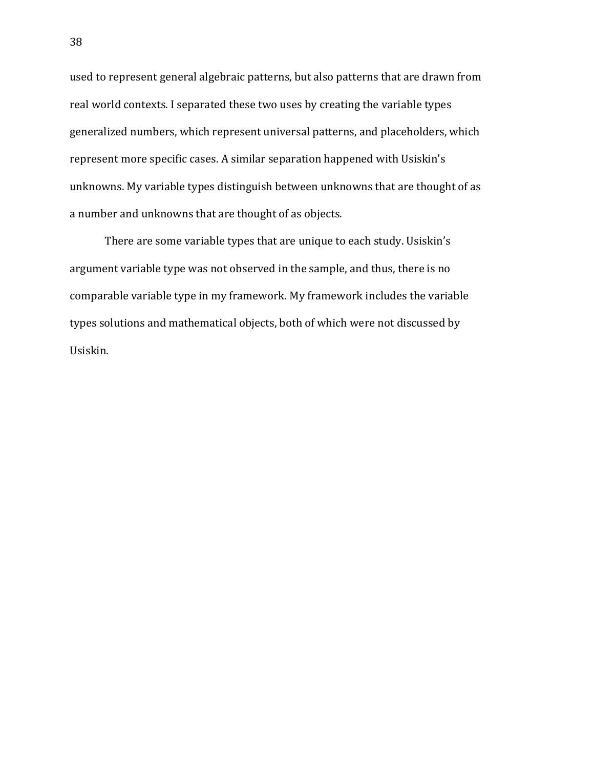used to represent general algebraic patterns, but also patterns that are drawn from real world contexts. I separated these two uses by creating the variable types generalized numbers, which represent universal patterns, and placeholders, which represent more specific cases. A similar separation happened with Usiskin's unknowns. My variable types distinguish between unknowns that are thought of as a number and unknowns that are thought of as objects.

There are some variable types that are unique to each study. Usiskin's argument variable type was not observed in the sample, and thus, there is no comparable variable type in my framework. My framework includes the variable types solutions and mathematical objects, both of which were not discussed by Usiskin.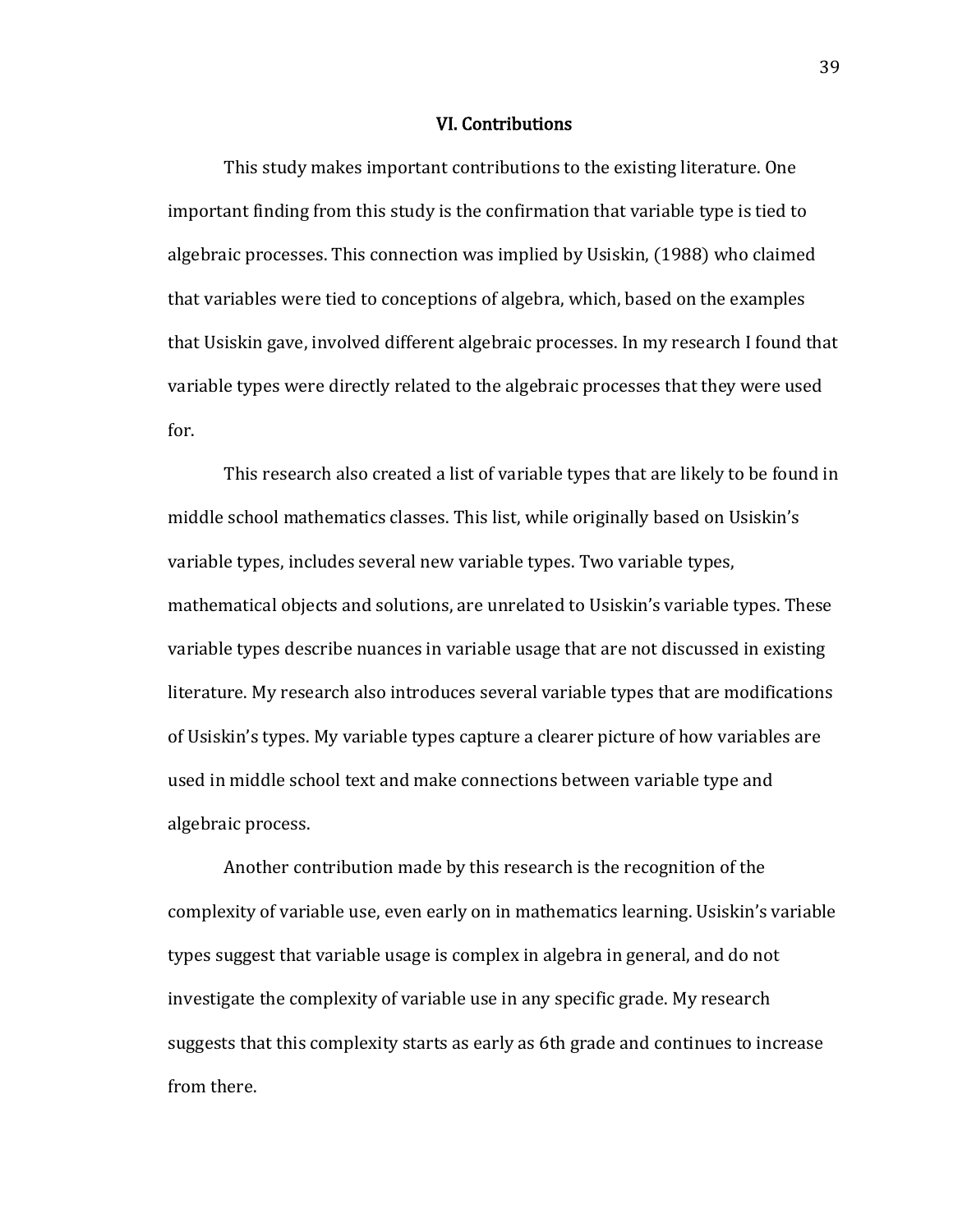## VI. Contributions

This study makes important contributions to the existing literature. One important finding from this study is the confirmation that variable type is tied to algebraic processes. This connection was implied by Usiskin, (1988) who claimed that variables were tied to conceptions of algebra, which, based on the examples that Usiskin gave, involved different algebraic processes. In my research I found that variable types were directly related to the algebraic processes that they were used for.

This research also created a list of variable types that are likely to be found in middle school mathematics classes. This list, while originally based on Usiskin's variable types, includes several new variable types. Two variable types, mathematical objects and solutions, are unrelated to Usiskin's variable types. These variable types describe nuances in variable usage that are not discussed in existing literature. My research also introduces several variable types that are modifications of Usiskin's types. My variable types capture a clearer picture of how variables are used in middle school text and make connections between variable type and algebraic process.

Another contribution made by this research is the recognition of the complexity of variable use, even early on in mathematics learning. Usiskin's variable types suggest that variable usage is complex in algebra in general, and do not investigate the complexity of variable use in any specific grade. My research suggests that this complexity starts as early as 6th grade and continues to increase from there.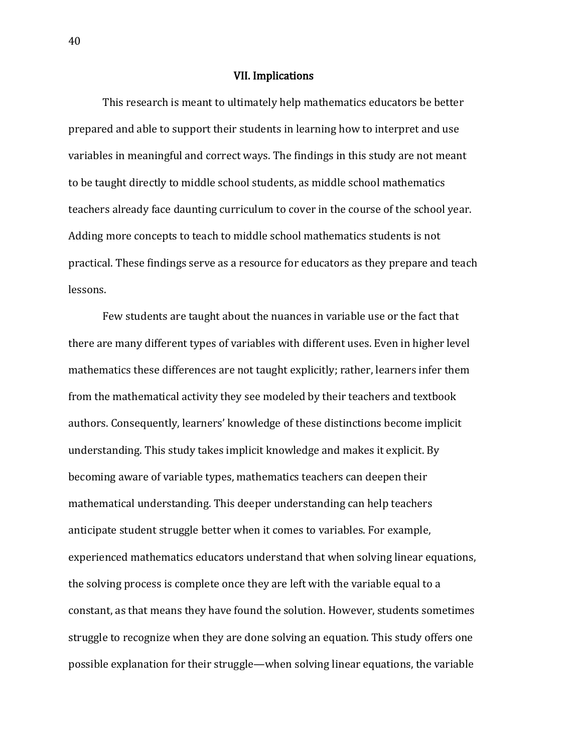## VII. Implications

This research is meant to ultimately help mathematics educators be better prepared and able to support their students in learning how to interpret and use variables in meaningful and correct ways. The findings in this study are not meant to be taught directly to middle school students, as middle school mathematics teachers already face daunting curriculum to cover in the course of the school year. Adding more concepts to teach to middle school mathematics students is not practical. These findings serve as a resource for educators as they prepare and teach lessons.

Few students are taught about the nuances in variable use or the fact that there are many different types of variables with different uses. Even in higher level mathematics these differences are not taught explicitly; rather, learners infer them from the mathematical activity they see modeled by their teachers and textbook authors. Consequently, learners' knowledge of these distinctions become implicit understanding. This study takes implicit knowledge and makes it explicit. By becoming aware of variable types, mathematics teachers can deepen their mathematical understanding. This deeper understanding can help teachers anticipate student struggle better when it comes to variables. For example, experienced mathematics educators understand that when solving linear equations, the solving process is complete once they are left with the variable equal to a constant, as that means they have found the solution. However, students sometimes struggle to recognize when they are done solving an equation. This study offers one possible explanation for their struggle—when solving linear equations, the variable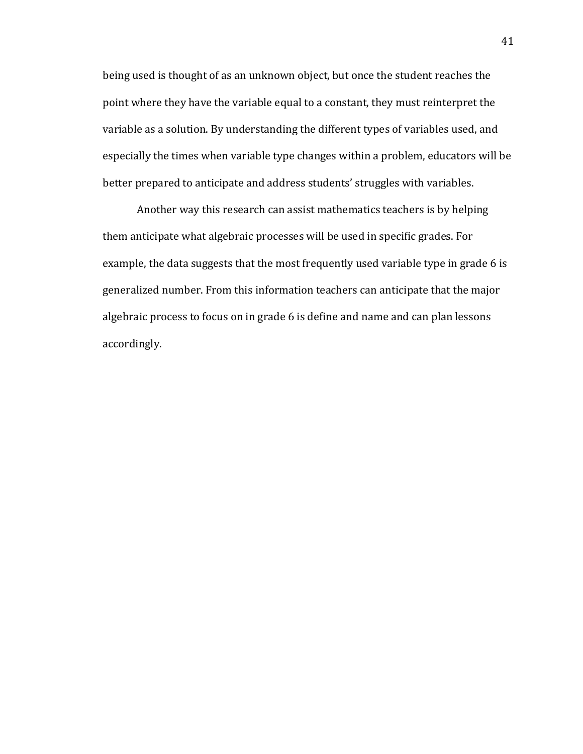being used is thought of as an unknown object, but once the student reaches the point where they have the variable equal to a constant, they must reinterpret the variable as a solution. By understanding the different types of variables used, and especially the times when variable type changes within a problem, educators will be better prepared to anticipate and address students' struggles with variables.

Another way this research can assist mathematics teachers is by helping them anticipate what algebraic processes will be used in specific grades. For example, the data suggests that the most frequently used variable type in grade 6 is generalized number. From this information teachers can anticipate that the major algebraic process to focus on in grade 6 is define and name and can plan lessons accordingly.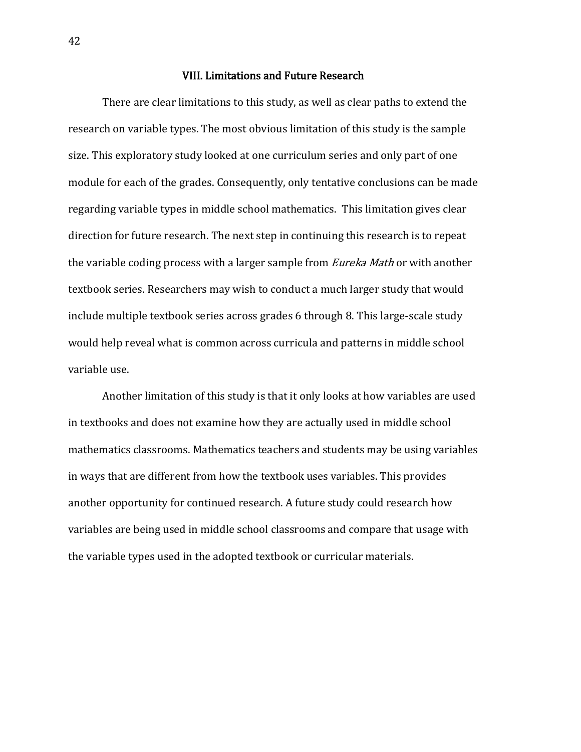## VIII. Limitations and Future Research

There are clear limitations to this study, as well as clear paths to extend the research on variable types. The most obvious limitation of this study is the sample size. This exploratory study looked at one curriculum series and only part of one module for each of the grades. Consequently, only tentative conclusions can be made regarding variable types in middle school mathematics. This limitation gives clear direction for future research. The next step in continuing this research is to repeat the variable coding process with a larger sample from *Eureka Math* or with another textbook series. Researchers may wish to conduct a much larger study that would include multiple textbook series across grades 6 through 8. This large-scale study would help reveal what is common across curricula and patterns in middle school variable use.

Another limitation of this study is that it only looks at how variables are used in textbooks and does not examine how they are actually used in middle school mathematics classrooms. Mathematics teachers and students may be using variables in ways that are different from how the textbook uses variables. This provides another opportunity for continued research. A future study could research how variables are being used in middle school classrooms and compare that usage with the variable types used in the adopted textbook or curricular materials.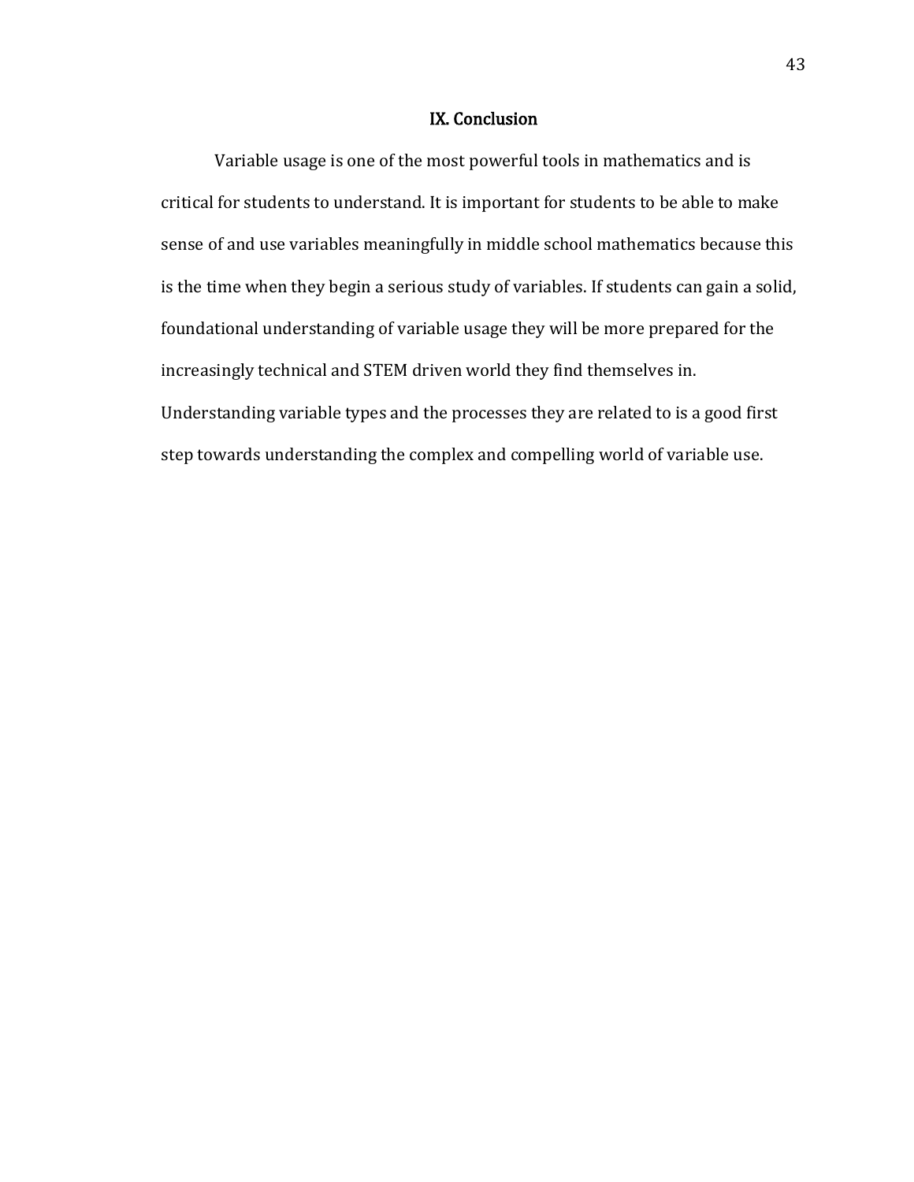## IX. Conclusion

Variable usage is one of the most powerful tools in mathematics and is critical for students to understand. It is important for students to be able to make sense of and use variables meaningfully in middle school mathematics because this is the time when they begin a serious study of variables. If students can gain a solid, foundational understanding of variable usage they will be more prepared for the increasingly technical and STEM driven world they find themselves in. Understanding variable types and the processes they are related to is a good first step towards understanding the complex and compelling world of variable use.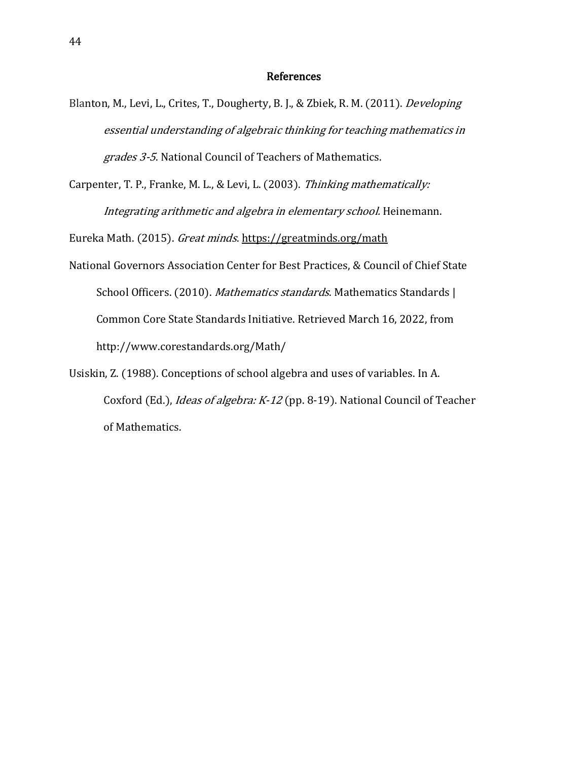# References

Blanton, M., Levi, L., Crites, T., Dougherty, B. J., & Zbiek, R. M. (2011). *Developing essential understanding of algebraic thinking for teaching mathematics in grades 3-5*. National Council of Teachers of Mathematics.

Carpenter, T. P., Franke, M. L., & Levi, L. (2003). *Thinking mathematically: Integrating arithmetic and algebra in elementary school.* Heinemann.

Eureka Math. (2015). *Great minds*. https://greatminds.org/math

National Governors Association Center for Best Practices, & Council of Chief State School Officers. (2010). *Mathematics standards*. Mathematics Standards | Common Core State Standards Initiative. Retrieved March 16, 2022, from http://www.corestandards.org/Math/

Usiskin, Z. (1988). Conceptions of school algebra and uses of variables. In A. Coxford (Ed.), *Ideas of algebra: K-12* (pp. 8-19). National Council of Teacher of Mathematics.